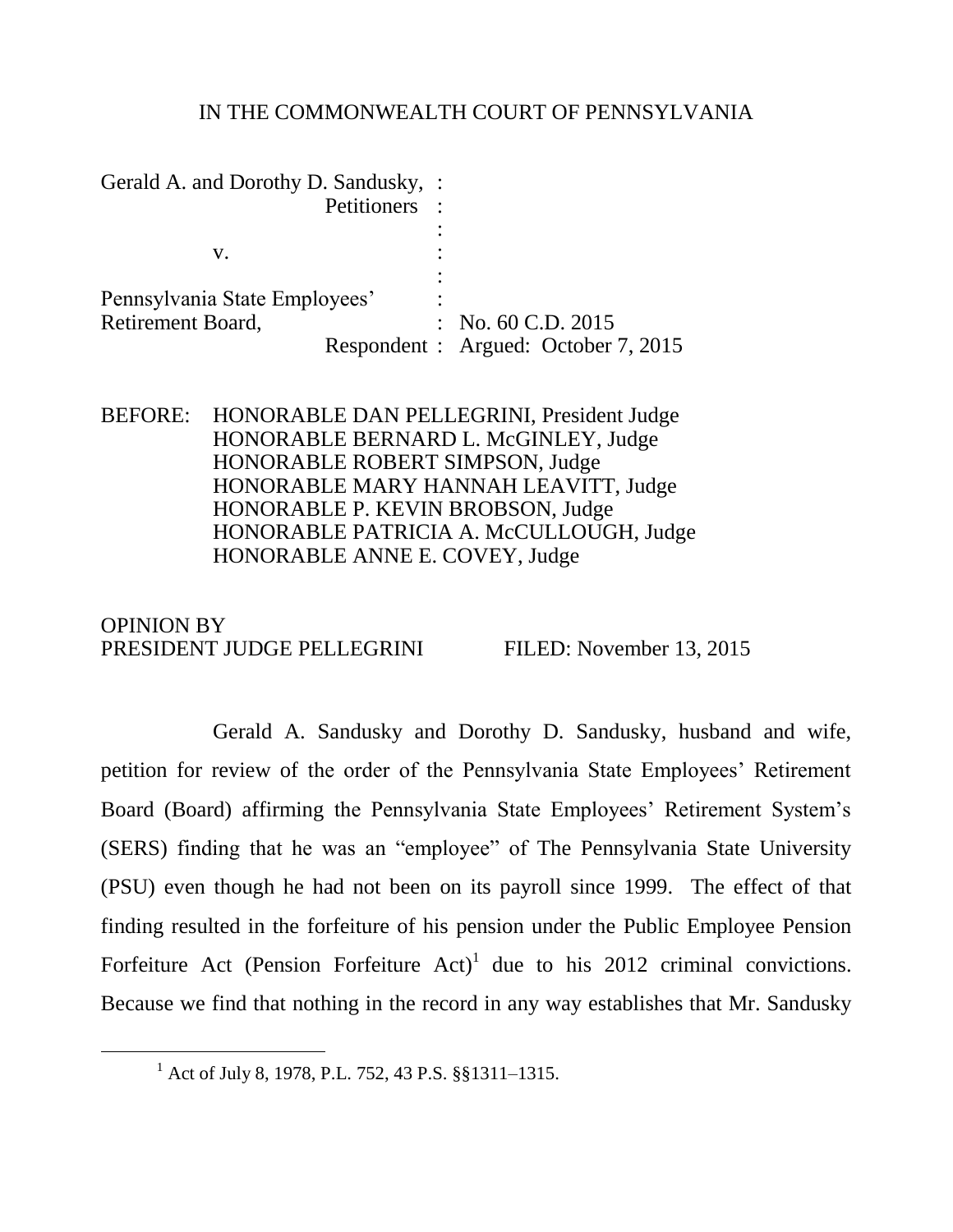IN THE COMMONWEALTH COURT OF PENNSYLVANIA

Gerald A. and Dorothy D. Sandusky, :
Petitioners :
:
v. :
:
Pennsylvania State Employees' :
Retirement Board, : No. 60 C.D. 2015
Respondent : Argued: October 7, 2015

BEFORE: HONORABLE DAN PELLEGRINI, President Judge
HONORABLE BERNARD L. McGINLEY, Judge
HONORABLE ROBERT SIMPSON, Judge
HONORABLE MARY HANNAH LEAVITT, Judge
HONORABLE P. KEVIN BROBSON, Judge
HONORABLE PATRICIA A. McCULLOUGH, Judge
HONORABLE ANNE E. COVEY, Judge

OPINION BY
PRESIDENT JUDGE PELLEGRINI FILED: November 13, 2015

Gerald A. Sandusky and Dorothy D. Sandusky, husband and wife, petition for review of the order of the Pennsylvania State Employees' Retirement Board (Board) affirming the Pennsylvania State Employees' Retirement System's (SERS) finding that he was an "employee" of The Pennsylvania State University (PSU) even though he had not been on its payroll since 1999. The effect of that finding resulted in the forfeiture of his pension under the Public Employee Pension Forfeiture Act (Pension Forfeiture Act)[1] due to his 2012 criminal convictions. Because we find that nothing in the record in any way establishes that Mr. Sandusky

[1] Act of July 8, 1978, P.L. 752, 43 P.S. §§1311–1315.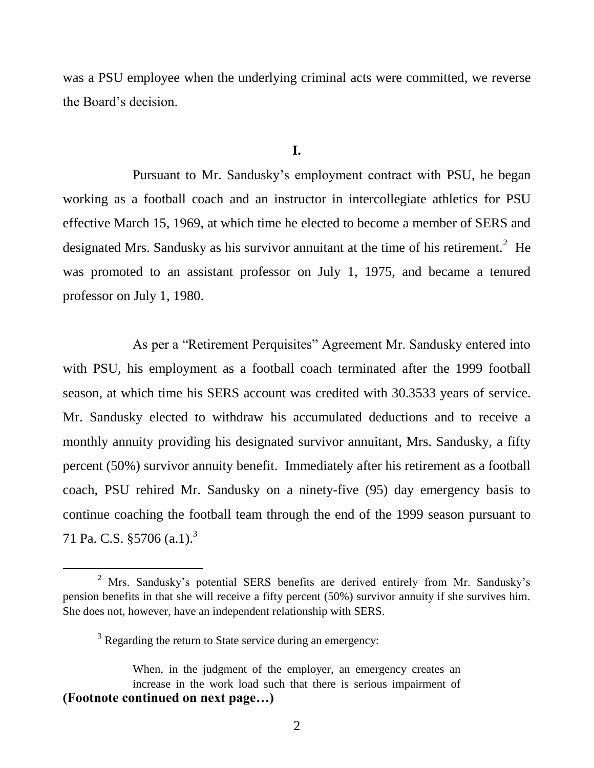was a PSU employee when the underlying criminal acts were committed, we reverse the Board's decision.

## I.

Pursuant to Mr. Sandusky's employment contract with PSU, he began working as a football coach and an instructor in intercollegiate athletics for PSU effective March 15, 1969, at which time he elected to become a member of SERS and designated Mrs. Sandusky as his survivor annuitant at the time of his retirement.[2] He was promoted to an assistant professor on July 1, 1975, and became a tenured professor on July 1, 1980.

As per a "Retirement Perquisites" Agreement Mr. Sandusky entered into with PSU, his employment as a football coach terminated after the 1999 football season, at which time his SERS account was credited with 30.3533 years of service. Mr. Sandusky elected to withdraw his accumulated deductions and to receive a monthly annuity providing his designated survivor annuitant, Mrs. Sandusky, a fifty percent (50%) survivor annuity benefit. Immediately after his retirement as a football coach, PSU rehired Mr. Sandusky on a ninety-five (95) day emergency basis to continue coaching the football team through the end of the 1999 season pursuant to 71 Pa. C.S. §5706 (a.1).[3]

---

[2] Mrs. Sandusky's potential SERS benefits are derived entirely from Mr. Sandusky's pension benefits in that she will receive a fifty percent (50%) survivor annuity if she survives him. She does not, however, have an independent relationship with SERS.

[3] Regarding the return to State service during an emergency:

> When, in the judgment of the employer, an emergency creates an increase in the work load such that there is serious impairment of

**(Footnote continued on next page…)**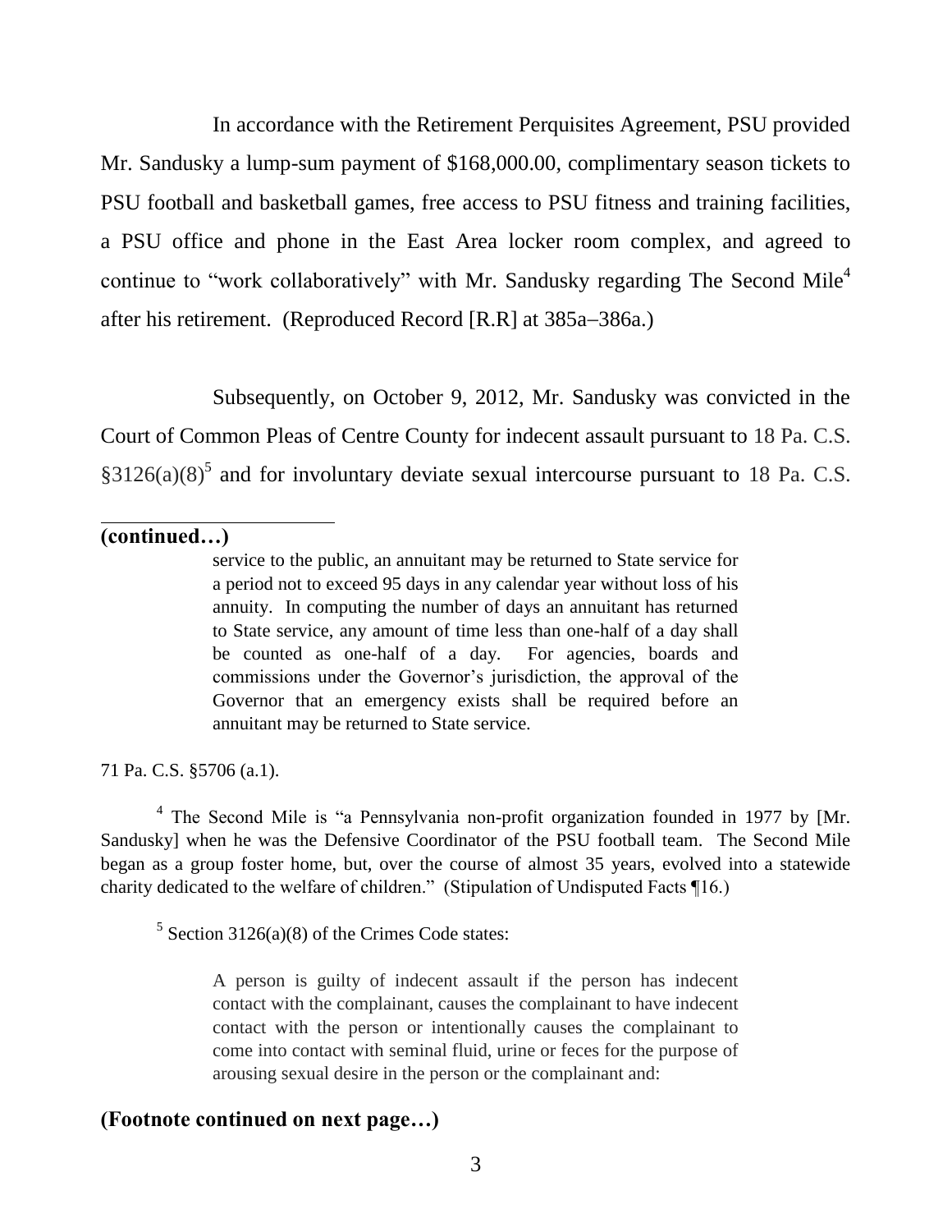In accordance with the Retirement Perquisites Agreement, PSU provided Mr. Sandusky a lump-sum payment of $168,000.00, complimentary season tickets to PSU football and basketball games, free access to PSU fitness and training facilities, a PSU office and phone in the East Area locker room complex, and agreed to continue to "work collaboratively" with Mr. Sandusky regarding The Second Mile[4] after his retirement. (Reproduced Record [R.R] at 385a–386a.)

Subsequently, on October 9, 2012, Mr. Sandusky was convicted in the Court of Common Pleas of Centre County for indecent assault pursuant to 18 Pa. C.S. §3126(a)(8)[5] and for involuntary deviate sexual intercourse pursuant to 18 Pa. C.S.

---

**(continued…)**

> service to the public, an annuitant may be returned to State service for a period not to exceed 95 days in any calendar year without loss of his annuity. In computing the number of days an annuitant has returned to State service, any amount of time less than one-half of a day shall be counted as one-half of a day. For agencies, boards and commissions under the Governor's jurisdiction, the approval of the Governor that an emergency exists shall be required before an annuitant may be returned to State service.

71 Pa. C.S. §5706 (a.1).

[4] The Second Mile is "a Pennsylvania non-profit organization founded in 1977 by [Mr. Sandusky] when he was the Defensive Coordinator of the PSU football team. The Second Mile began as a group foster home, but, over the course of almost 35 years, evolved into a statewide charity dedicated to the welfare of children." (Stipulation of Undisputed Facts ¶16.)

[5] Section 3126(a)(8) of the Crimes Code states:

> A person is guilty of indecent assault if the person has indecent contact with the complainant, causes the complainant to have indecent contact with the person or intentionally causes the complainant to come into contact with seminal fluid, urine or feces for the purpose of arousing sexual desire in the person or the complainant and:

**(Footnote continued on next page…)**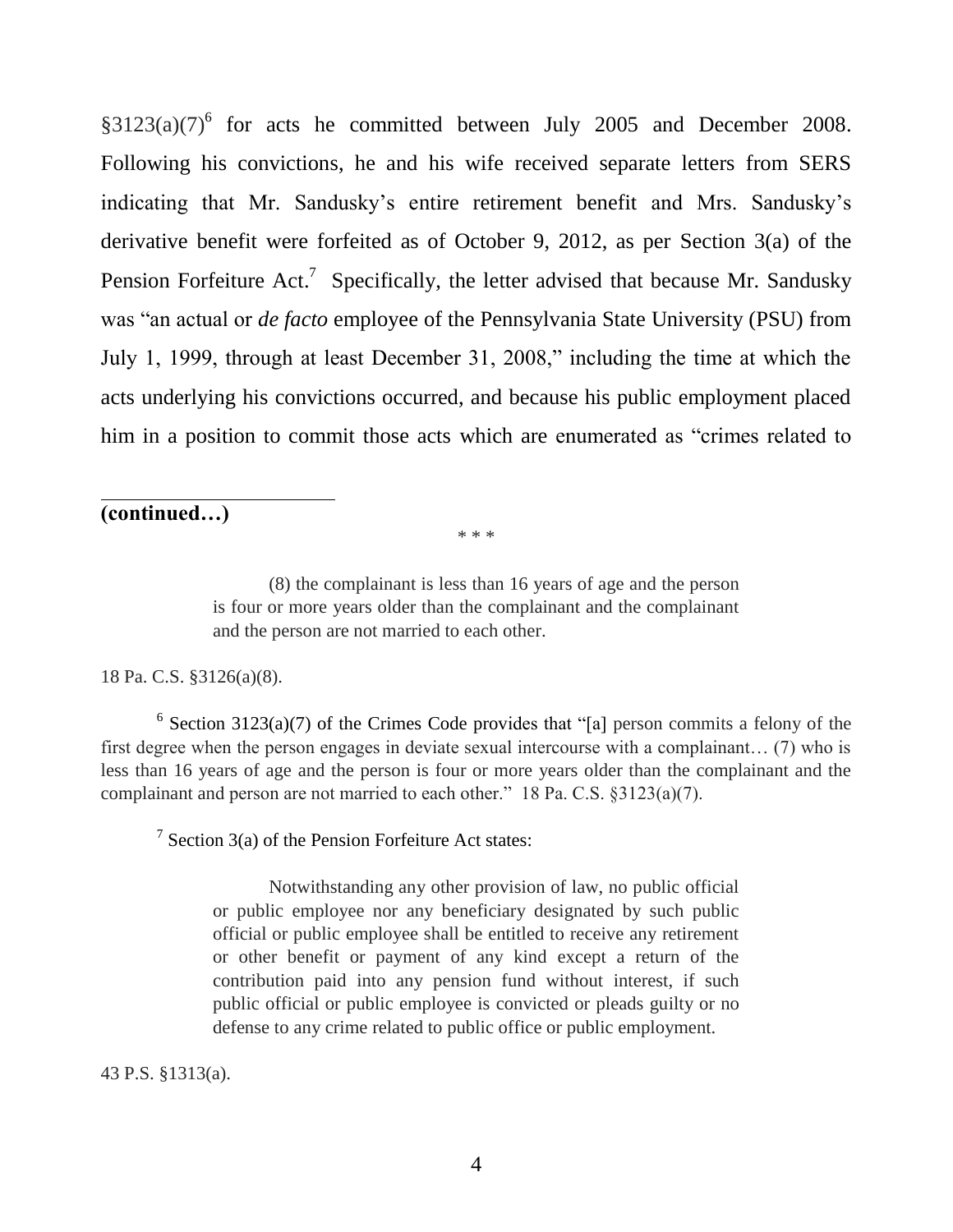§3123(a)(7)[6] for acts he committed between July 2005 and December 2008. Following his convictions, he and his wife received separate letters from SERS indicating that Mr. Sandusky's entire retirement benefit and Mrs. Sandusky's derivative benefit were forfeited as of October 9, 2012, as per Section 3(a) of the Pension Forfeiture Act.[7] Specifically, the letter advised that because Mr. Sandusky was "an actual or *de facto* employee of the Pennsylvania State University (PSU) from July 1, 1999, through at least December 31, 2008," including the time at which the acts underlying his convictions occurred, and because his public employment placed him in a position to commit those acts which are enumerated as "crimes related to

---

**(continued…)**

\* \* \*

> (8) the complainant is less than 16 years of age and the person is four or more years older than the complainant and the complainant and the person are not married to each other.

18 Pa. C.S. §3126(a)(8).

[6] Section 3123(a)(7) of the Crimes Code provides that "[a] person commits a felony of the first degree when the person engages in deviate sexual intercourse with a complainant… (7) who is less than 16 years of age and the person is four or more years older than the complainant and the complainant and person are not married to each other." 18 Pa. C.S. §3123(a)(7).

[7] Section 3(a) of the Pension Forfeiture Act states:

> Notwithstanding any other provision of law, no public official or public employee nor any beneficiary designated by such public official or public employee shall be entitled to receive any retirement or other benefit or payment of any kind except a return of the contribution paid into any pension fund without interest, if such public official or public employee is convicted or pleads guilty or no defense to any crime related to public office or public employment.

43 P.S. §1313(a).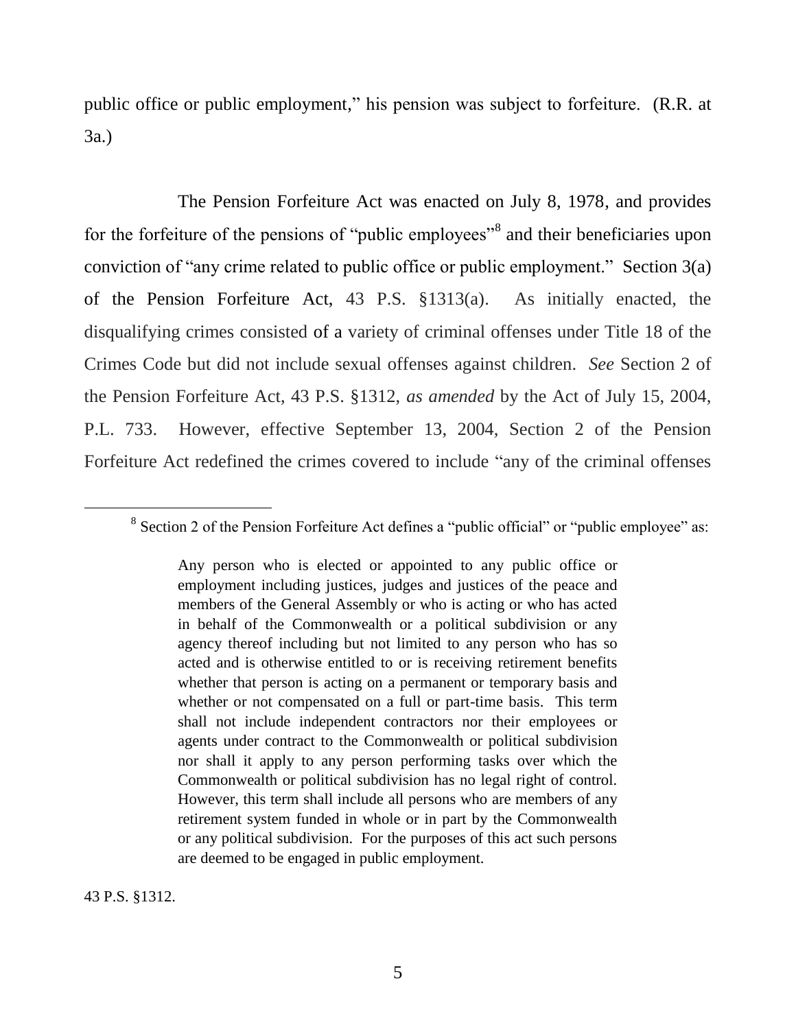public office or public employment," his pension was subject to forfeiture. (R.R. at 3a.)

The Pension Forfeiture Act was enacted on July 8, 1978, and provides for the forfeiture of the pensions of "public employees"[8] and their beneficiaries upon conviction of "any crime related to public office or public employment." Section 3(a) of the Pension Forfeiture Act, 43 P.S. §1313(a). As initially enacted, the disqualifying crimes consisted of a variety of criminal offenses under Title 18 of the Crimes Code but did not include sexual offenses against children. *See* Section 2 of the Pension Forfeiture Act, 43 P.S. §1312, *as amended* by the Act of July 15, 2004, P.L. 733. However, effective September 13, 2004, Section 2 of the Pension Forfeiture Act redefined the crimes covered to include "any of the criminal offenses

---

[8] Section 2 of the Pension Forfeiture Act defines a "public official" or "public employee" as:

> Any person who is elected or appointed to any public office or employment including justices, judges and justices of the peace and members of the General Assembly or who is acting or who has acted in behalf of the Commonwealth or a political subdivision or any agency thereof including but not limited to any person who has so acted and is otherwise entitled to or is receiving retirement benefits whether that person is acting on a permanent or temporary basis and whether or not compensated on a full or part-time basis. This term shall not include independent contractors nor their employees or agents under contract to the Commonwealth or political subdivision nor shall it apply to any person performing tasks over which the Commonwealth or political subdivision has no legal right of control. However, this term shall include all persons who are members of any retirement system funded in whole or in part by the Commonwealth or any political subdivision. For the purposes of this act such persons are deemed to be engaged in public employment.

43 P.S. §1312.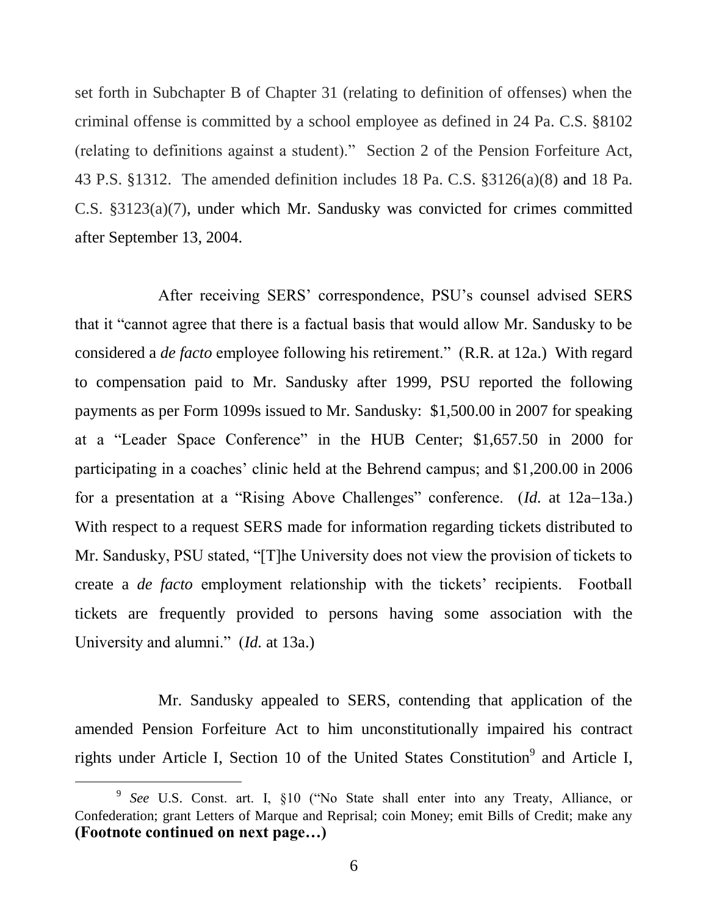set forth in Subchapter B of Chapter 31 (relating to definition of offenses) when the criminal offense is committed by a school employee as defined in 24 Pa. C.S. §8102 (relating to definitions against a student)." Section 2 of the Pension Forfeiture Act, 43 P.S. §1312. The amended definition includes 18 Pa. C.S. §3126(a)(8) and 18 Pa. C.S. §3123(a)(7), under which Mr. Sandusky was convicted for crimes committed after September 13, 2004.

After receiving SERS' correspondence, PSU's counsel advised SERS that it "cannot agree that there is a factual basis that would allow Mr. Sandusky to be considered a *de facto* employee following his retirement." (R.R. at 12a.) With regard to compensation paid to Mr. Sandusky after 1999, PSU reported the following payments as per Form 1099s issued to Mr. Sandusky: $1,500.00 in 2007 for speaking at a "Leader Space Conference" in the HUB Center; $1,657.50 in 2000 for participating in a coaches' clinic held at the Behrend campus; and $1,200.00 in 2006 for a presentation at a "Rising Above Challenges" conference. (*Id.* at 12a–13a.) With respect to a request SERS made for information regarding tickets distributed to Mr. Sandusky, PSU stated, "[T]he University does not view the provision of tickets to create a *de facto* employment relationship with the tickets' recipients. Football tickets are frequently provided to persons having some association with the University and alumni." (*Id.* at 13a.)

Mr. Sandusky appealed to SERS, contending that application of the amended Pension Forfeiture Act to him unconstitutionally impaired his contract rights under Article I, Section 10 of the United States Constitution[9] and Article I,

[9] *See* U.S. Const. art. I, §10 ("No State shall enter into any Treaty, Alliance, or Confederation; grant Letters of Marque and Reprisal; coin Money; emit Bills of Credit; make any **(Footnote continued on next page…)**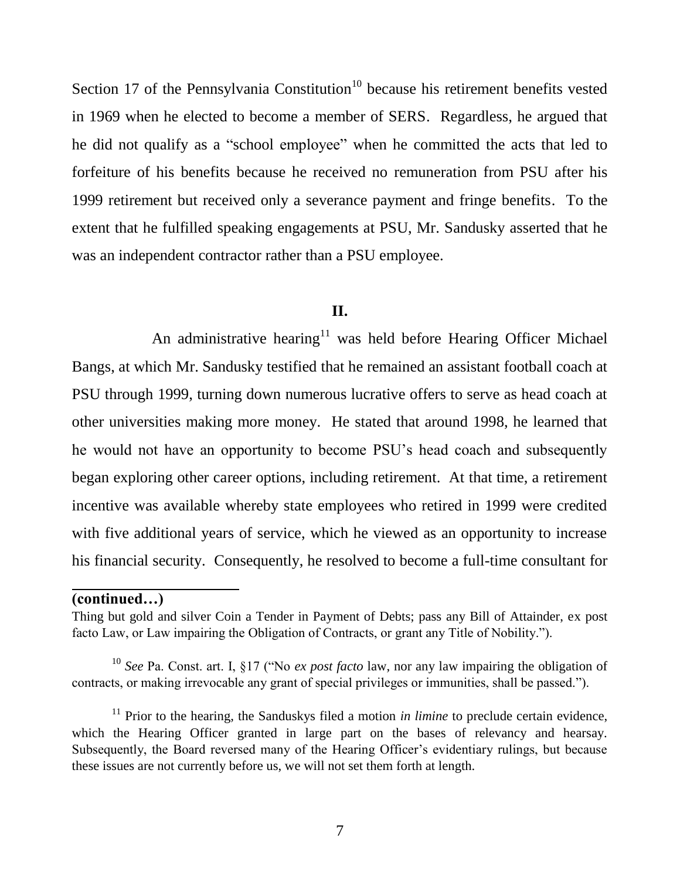Section 17 of the Pennsylvania Constitution[10] because his retirement benefits vested in 1969 when he elected to become a member of SERS. Regardless, he argued that he did not qualify as a "school employee" when he committed the acts that led to forfeiture of his benefits because he received no remuneration from PSU after his 1999 retirement but received only a severance payment and fringe benefits. To the extent that he fulfilled speaking engagements at PSU, Mr. Sandusky asserted that he was an independent contractor rather than a PSU employee.

## II.

An administrative hearing[11] was held before Hearing Officer Michael Bangs, at which Mr. Sandusky testified that he remained an assistant football coach at PSU through 1999, turning down numerous lucrative offers to serve as head coach at other universities making more money. He stated that around 1998, he learned that he would not have an opportunity to become PSU's head coach and subsequently began exploring other career options, including retirement. At that time, a retirement incentive was available whereby state employees who retired in 1999 were credited with five additional years of service, which he viewed as an opportunity to increase his financial security. Consequently, he resolved to become a full-time consultant for

---

**(continued…)**

Thing but gold and silver Coin a Tender in Payment of Debts; pass any Bill of Attainder, ex post facto Law, or Law impairing the Obligation of Contracts, or grant any Title of Nobility.").

[10] *See* Pa. Const. art. I, §17 ("No *ex post facto* law, nor any law impairing the obligation of contracts, or making irrevocable any grant of special privileges or immunities, shall be passed.").

[11] Prior to the hearing, the Sanduskys filed a motion *in limine* to preclude certain evidence, which the Hearing Officer granted in large part on the bases of relevancy and hearsay. Subsequently, the Board reversed many of the Hearing Officer's evidentiary rulings, but because these issues are not currently before us, we will not set them forth at length.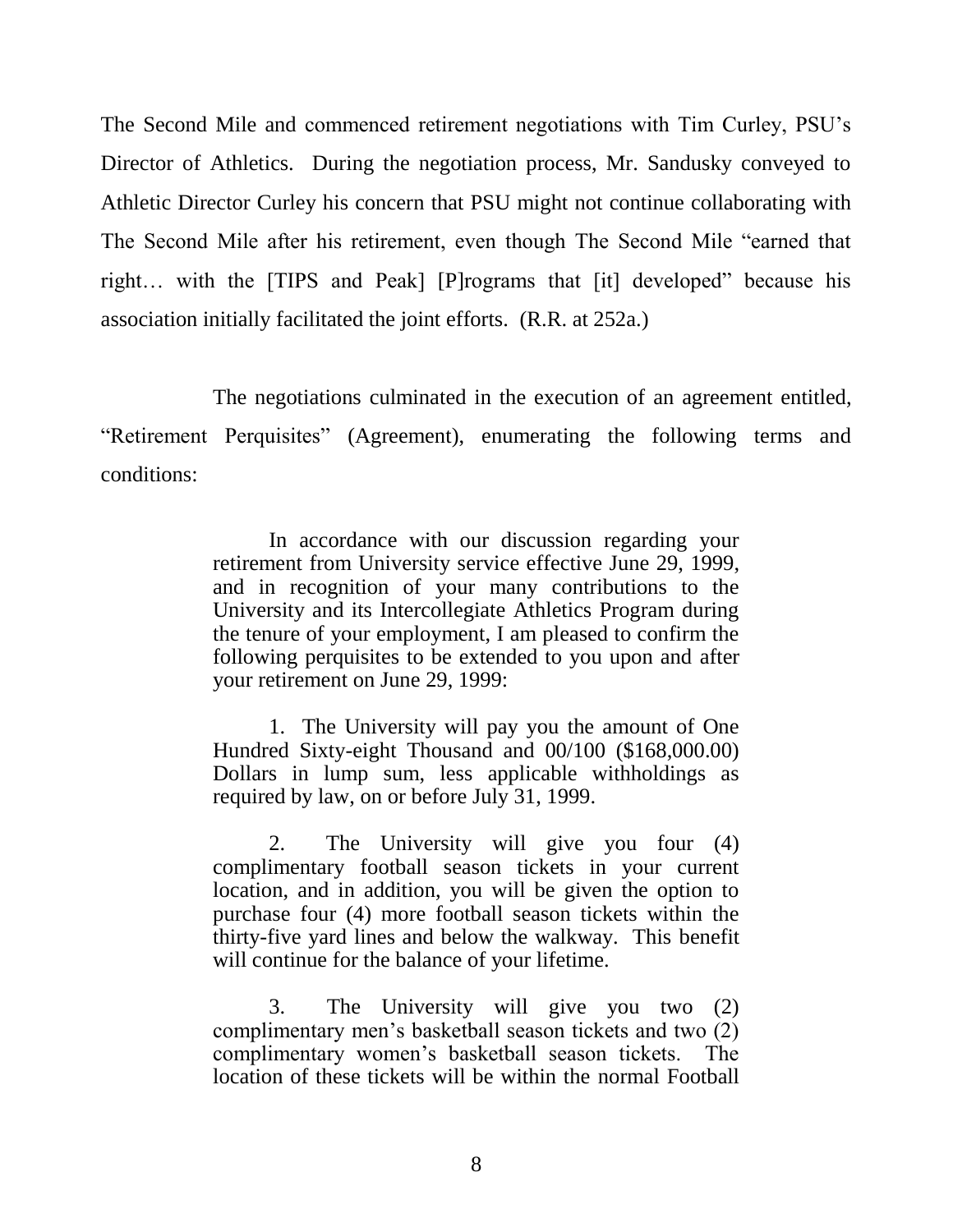The Second Mile and commenced retirement negotiations with Tim Curley, PSU's Director of Athletics. During the negotiation process, Mr. Sandusky conveyed to Athletic Director Curley his concern that PSU might not continue collaborating with The Second Mile after his retirement, even though The Second Mile "earned that right… with the [TIPS and Peak] [P]rograms that [it] developed" because his association initially facilitated the joint efforts. (R.R. at 252a.)

The negotiations culminated in the execution of an agreement entitled, "Retirement Perquisites" (Agreement), enumerating the following terms and conditions:

> In accordance with our discussion regarding your retirement from University service effective June 29, 1999, and in recognition of your many contributions to the University and its Intercollegiate Athletics Program during the tenure of your employment, I am pleased to confirm the following perquisites to be extended to you upon and after your retirement on June 29, 1999:
>
> 1. The University will pay you the amount of One Hundred Sixty-eight Thousand and 00/100 ($168,000.00) Dollars in lump sum, less applicable withholdings as required by law, on or before July 31, 1999.
>
> 2. The University will give you four (4) complimentary football season tickets in your current location, and in addition, you will be given the option to purchase four (4) more football season tickets within the thirty-five yard lines and below the walkway. This benefit will continue for the balance of your lifetime.
>
> 3. The University will give you two (2) complimentary men's basketball season tickets and two (2) complimentary women's basketball season tickets. The location of these tickets will be within the normal Football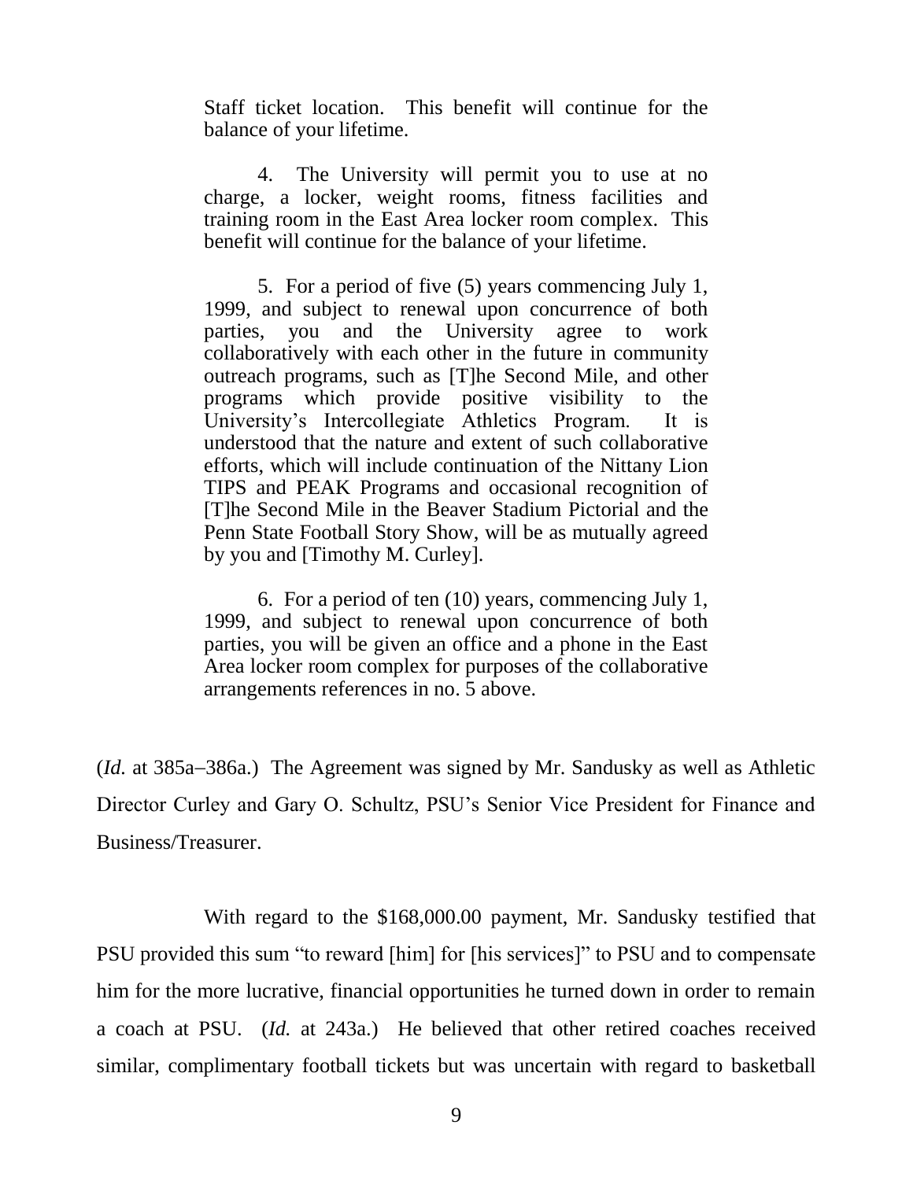> Staff ticket location. This benefit will continue for the balance of your lifetime.
>
> 4. The University will permit you to use at no charge, a locker, weight rooms, fitness facilities and training room in the East Area locker room complex. This benefit will continue for the balance of your lifetime.
>
> 5. For a period of five (5) years commencing July 1, 1999, and subject to renewal upon concurrence of both parties, you and the University agree to work collaboratively with each other in the future in community outreach programs, such as [T]he Second Mile, and other programs which provide positive visibility to the University's Intercollegiate Athletics Program. It is understood that the nature and extent of such collaborative efforts, which will include continuation of the Nittany Lion TIPS and PEAK Programs and occasional recognition of [T]he Second Mile in the Beaver Stadium Pictorial and the Penn State Football Story Show, will be as mutually agreed by you and [Timothy M. Curley].
>
> 6. For a period of ten (10) years, commencing July 1, 1999, and subject to renewal upon concurrence of both parties, you will be given an office and a phone in the East Area locker room complex for purposes of the collaborative arrangements references in no. 5 above.

(*Id.* at 385a–386a.) The Agreement was signed by Mr. Sandusky as well as Athletic Director Curley and Gary O. Schultz, PSU's Senior Vice President for Finance and Business/Treasurer.

With regard to the $168,000.00 payment, Mr. Sandusky testified that PSU provided this sum "to reward [him] for [his services]" to PSU and to compensate him for the more lucrative, financial opportunities he turned down in order to remain a coach at PSU. (*Id.* at 243a.) He believed that other retired coaches received similar, complimentary football tickets but was uncertain with regard to basketball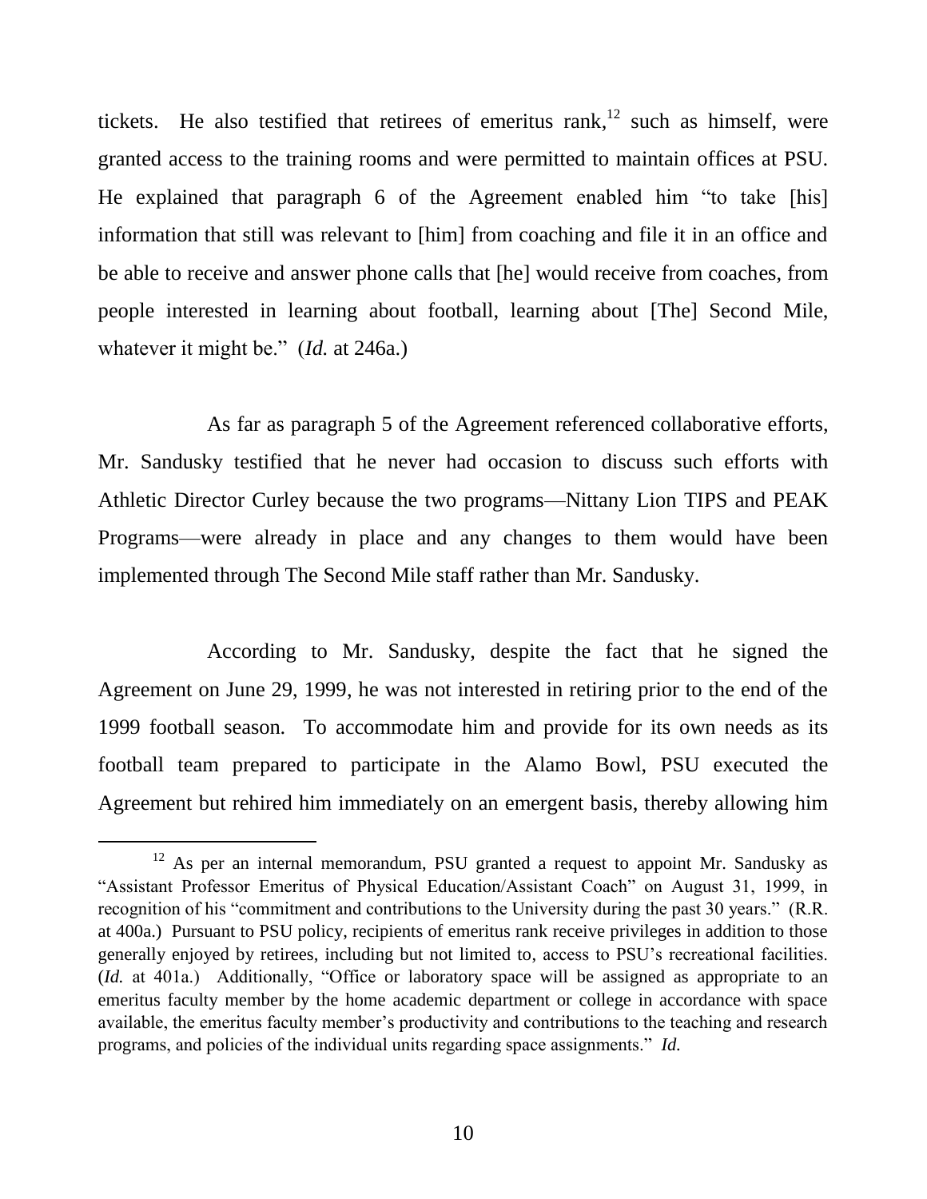tickets. He also testified that retirees of emeritus rank,[12] such as himself, were granted access to the training rooms and were permitted to maintain offices at PSU. He explained that paragraph 6 of the Agreement enabled him "to take [his] information that still was relevant to [him] from coaching and file it in an office and be able to receive and answer phone calls that [he] would receive from coaches, from people interested in learning about football, learning about [The] Second Mile, whatever it might be." (*Id.* at 246a.)

As far as paragraph 5 of the Agreement referenced collaborative efforts, Mr. Sandusky testified that he never had occasion to discuss such efforts with Athletic Director Curley because the two programs—Nittany Lion TIPS and PEAK Programs—were already in place and any changes to them would have been implemented through The Second Mile staff rather than Mr. Sandusky.

According to Mr. Sandusky, despite the fact that he signed the Agreement on June 29, 1999, he was not interested in retiring prior to the end of the 1999 football season. To accommodate him and provide for its own needs as its football team prepared to participate in the Alamo Bowl, PSU executed the Agreement but rehired him immediately on an emergent basis, thereby allowing him

---

[12] As per an internal memorandum, PSU granted a request to appoint Mr. Sandusky as "Assistant Professor Emeritus of Physical Education/Assistant Coach" on August 31, 1999, in recognition of his "commitment and contributions to the University during the past 30 years." (R.R. at 400a.) Pursuant to PSU policy, recipients of emeritus rank receive privileges in addition to those generally enjoyed by retirees, including but not limited to, access to PSU's recreational facilities. (*Id.* at 401a.) Additionally, "Office or laboratory space will be assigned as appropriate to an emeritus faculty member by the home academic department or college in accordance with space available, the emeritus faculty member's productivity and contributions to the teaching and research programs, and policies of the individual units regarding space assignments." *Id.*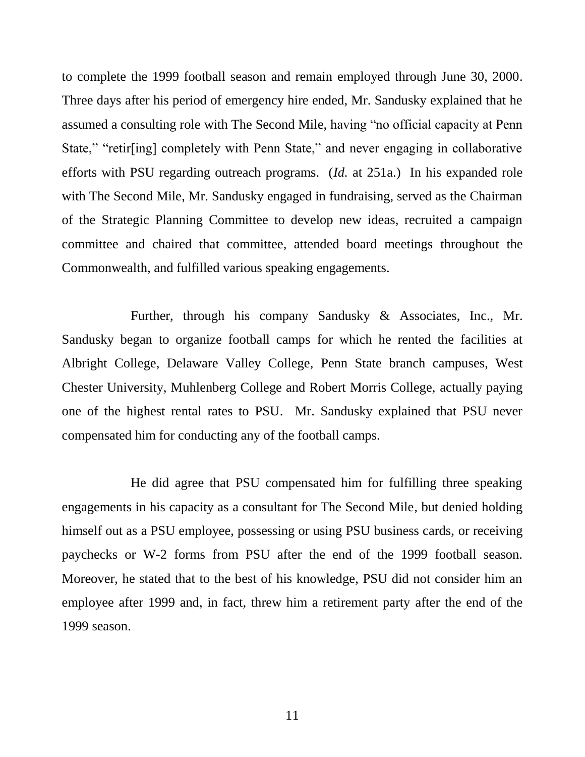to complete the 1999 football season and remain employed through June 30, 2000. Three days after his period of emergency hire ended, Mr. Sandusky explained that he assumed a consulting role with The Second Mile, having "no official capacity at Penn State," "retir[ing] completely with Penn State," and never engaging in collaborative efforts with PSU regarding outreach programs. (*Id.* at 251a.) In his expanded role with The Second Mile, Mr. Sandusky engaged in fundraising, served as the Chairman of the Strategic Planning Committee to develop new ideas, recruited a campaign committee and chaired that committee, attended board meetings throughout the Commonwealth, and fulfilled various speaking engagements.

Further, through his company Sandusky & Associates, Inc., Mr. Sandusky began to organize football camps for which he rented the facilities at Albright College, Delaware Valley College, Penn State branch campuses, West Chester University, Muhlenberg College and Robert Morris College, actually paying one of the highest rental rates to PSU. Mr. Sandusky explained that PSU never compensated him for conducting any of the football camps.

He did agree that PSU compensated him for fulfilling three speaking engagements in his capacity as a consultant for The Second Mile, but denied holding himself out as a PSU employee, possessing or using PSU business cards, or receiving paychecks or W-2 forms from PSU after the end of the 1999 football season. Moreover, he stated that to the best of his knowledge, PSU did not consider him an employee after 1999 and, in fact, threw him a retirement party after the end of the 1999 season.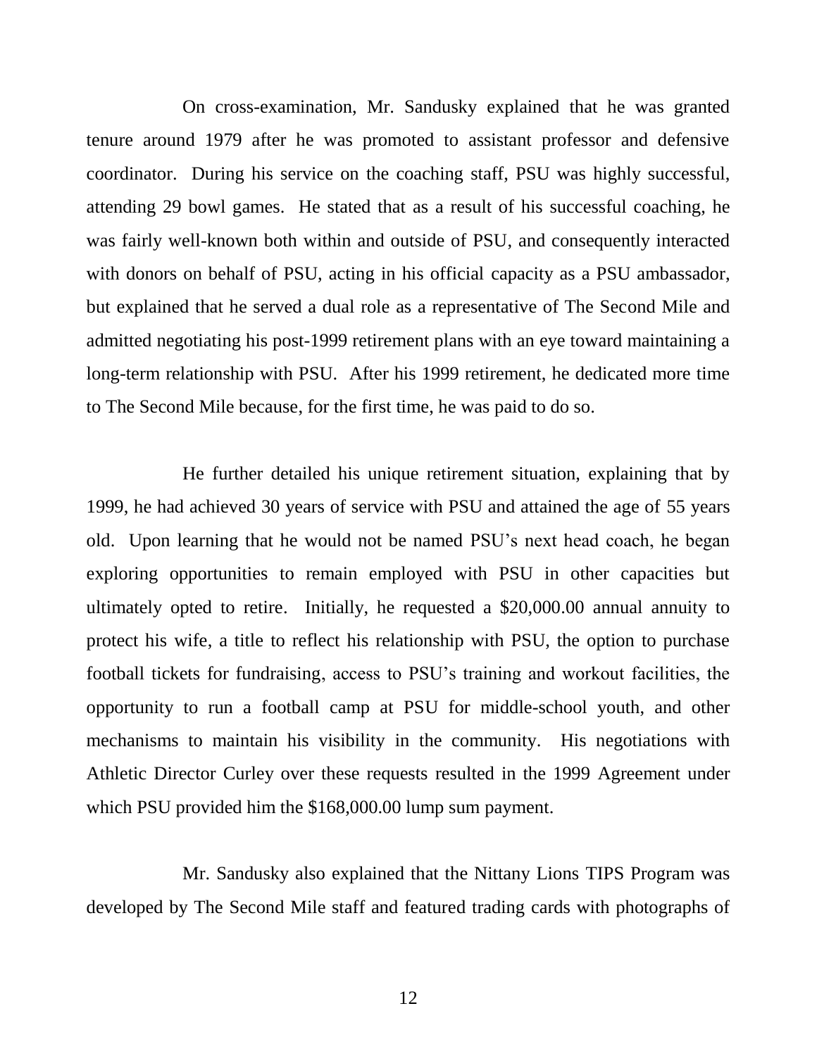On cross-examination, Mr. Sandusky explained that he was granted tenure around 1979 after he was promoted to assistant professor and defensive coordinator. During his service on the coaching staff, PSU was highly successful, attending 29 bowl games. He stated that as a result of his successful coaching, he was fairly well-known both within and outside of PSU, and consequently interacted with donors on behalf of PSU, acting in his official capacity as a PSU ambassador, but explained that he served a dual role as a representative of The Second Mile and admitted negotiating his post-1999 retirement plans with an eye toward maintaining a long-term relationship with PSU. After his 1999 retirement, he dedicated more time to The Second Mile because, for the first time, he was paid to do so.

He further detailed his unique retirement situation, explaining that by 1999, he had achieved 30 years of service with PSU and attained the age of 55 years old. Upon learning that he would not be named PSU's next head coach, he began exploring opportunities to remain employed with PSU in other capacities but ultimately opted to retire. Initially, he requested a $20,000.00 annual annuity to protect his wife, a title to reflect his relationship with PSU, the option to purchase football tickets for fundraising, access to PSU's training and workout facilities, the opportunity to run a football camp at PSU for middle-school youth, and other mechanisms to maintain his visibility in the community. His negotiations with Athletic Director Curley over these requests resulted in the 1999 Agreement under which PSU provided him the $168,000.00 lump sum payment.

Mr. Sandusky also explained that the Nittany Lions TIPS Program was developed by The Second Mile staff and featured trading cards with photographs of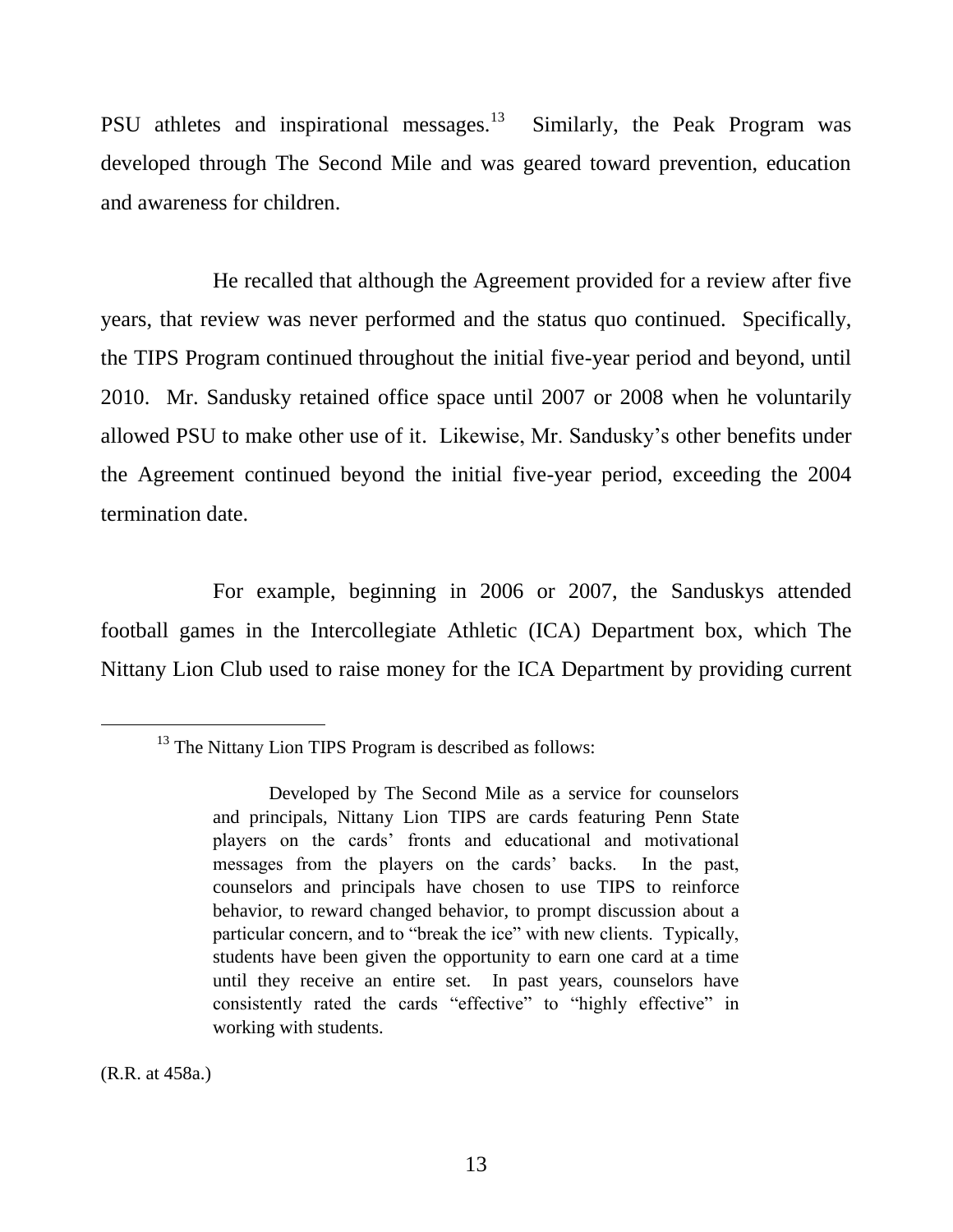PSU athletes and inspirational messages.[13] Similarly, the Peak Program was developed through The Second Mile and was geared toward prevention, education and awareness for children.

He recalled that although the Agreement provided for a review after five years, that review was never performed and the status quo continued. Specifically, the TIPS Program continued throughout the initial five-year period and beyond, until 2010. Mr. Sandusky retained office space until 2007 or 2008 when he voluntarily allowed PSU to make other use of it. Likewise, Mr. Sandusky's other benefits under the Agreement continued beyond the initial five-year period, exceeding the 2004 termination date.

For example, beginning in 2006 or 2007, the Sanduskys attended football games in the Intercollegiate Athletic (ICA) Department box, which The Nittany Lion Club used to raise money for the ICA Department by providing current

---

[13] The Nittany Lion TIPS Program is described as follows:

> Developed by The Second Mile as a service for counselors and principals, Nittany Lion TIPS are cards featuring Penn State players on the cards' fronts and educational and motivational messages from the players on the cards' backs. In the past, counselors and principals have chosen to use TIPS to reinforce behavior, to reward changed behavior, to prompt discussion about a particular concern, and to "break the ice" with new clients. Typically, students have been given the opportunity to earn one card at a time until they receive an entire set. In past years, counselors have consistently rated the cards "effective" to "highly effective" in working with students.

(R.R. at 458a.)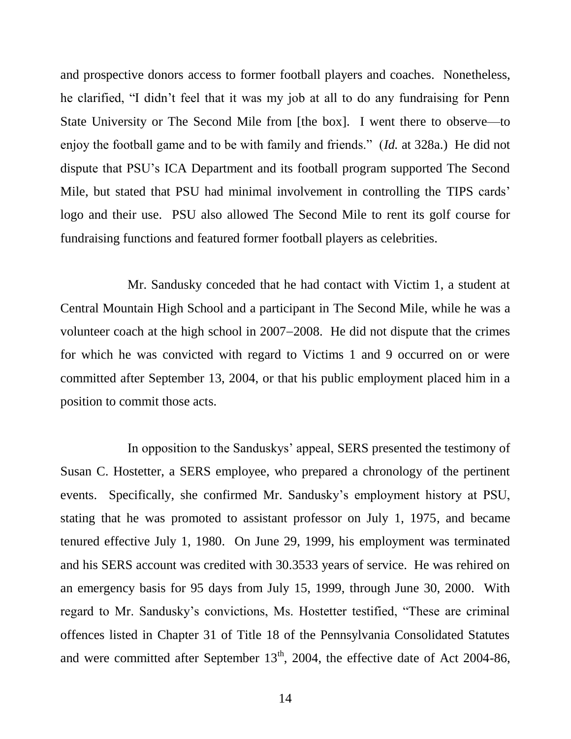and prospective donors access to former football players and coaches. Nonetheless, he clarified, "I didn't feel that it was my job at all to do any fundraising for Penn State University or The Second Mile from [the box]. I went there to observe—to enjoy the football game and to be with family and friends." (*Id.* at 328a.) He did not dispute that PSU's ICA Department and its football program supported The Second Mile, but stated that PSU had minimal involvement in controlling the TIPS cards' logo and their use. PSU also allowed The Second Mile to rent its golf course for fundraising functions and featured former football players as celebrities.

Mr. Sandusky conceded that he had contact with Victim 1, a student at Central Mountain High School and a participant in The Second Mile, while he was a volunteer coach at the high school in 2007–2008. He did not dispute that the crimes for which he was convicted with regard to Victims 1 and 9 occurred on or were committed after September 13, 2004, or that his public employment placed him in a position to commit those acts.

In opposition to the Sanduskys' appeal, SERS presented the testimony of Susan C. Hostetter, a SERS employee, who prepared a chronology of the pertinent events. Specifically, she confirmed Mr. Sandusky's employment history at PSU, stating that he was promoted to assistant professor on July 1, 1975, and became tenured effective July 1, 1980. On June 29, 1999, his employment was terminated and his SERS account was credited with 30.3533 years of service. He was rehired on an emergency basis for 95 days from July 15, 1999, through June 30, 2000. With regard to Mr. Sandusky's convictions, Ms. Hostetter testified, "These are criminal offences listed in Chapter 31 of Title 18 of the Pennsylvania Consolidated Statutes and were committed after September 13th, 2004, the effective date of Act 2004-86,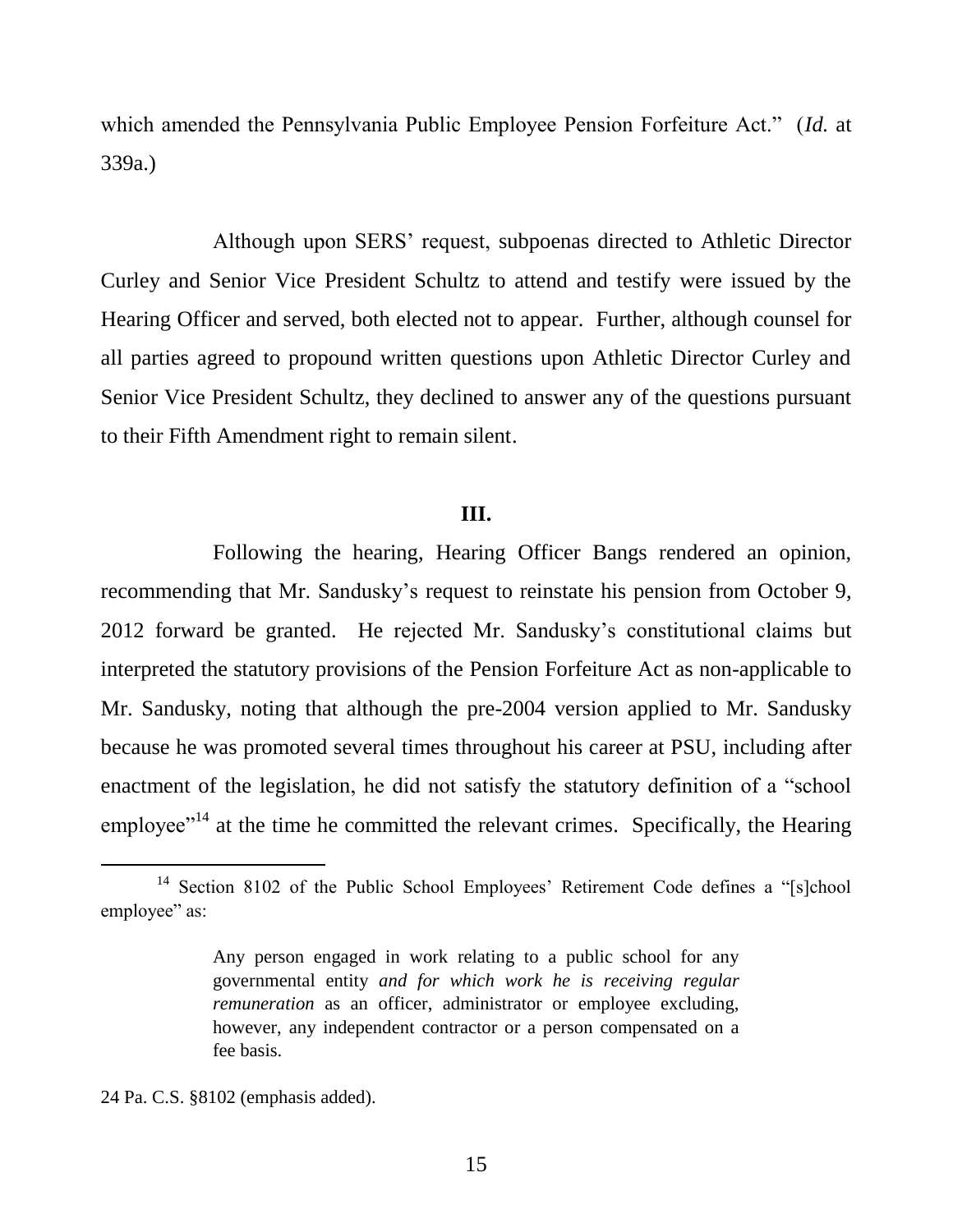which amended the Pennsylvania Public Employee Pension Forfeiture Act." (*Id.* at 339a.)

Although upon SERS' request, subpoenas directed to Athletic Director Curley and Senior Vice President Schultz to attend and testify were issued by the Hearing Officer and served, both elected not to appear. Further, although counsel for all parties agreed to propound written questions upon Athletic Director Curley and Senior Vice President Schultz, they declined to answer any of the questions pursuant to their Fifth Amendment right to remain silent.

## III.

Following the hearing, Hearing Officer Bangs rendered an opinion, recommending that Mr. Sandusky's request to reinstate his pension from October 9, 2012 forward be granted. He rejected Mr. Sandusky's constitutional claims but interpreted the statutory provisions of the Pension Forfeiture Act as non-applicable to Mr. Sandusky, noting that although the pre-2004 version applied to Mr. Sandusky because he was promoted several times throughout his career at PSU, including after enactment of the legislation, he did not satisfy the statutory definition of a "school employee"[14] at the time he committed the relevant crimes. Specifically, the Hearing

---

[14] Section 8102 of the Public School Employees' Retirement Code defines a "[s]chool employee" as:

> Any person engaged in work relating to a public school for any governmental entity *and for which work he is receiving regular remuneration* as an officer, administrator or employee excluding, however, any independent contractor or a person compensated on a fee basis.

24 Pa. C.S. §8102 (emphasis added).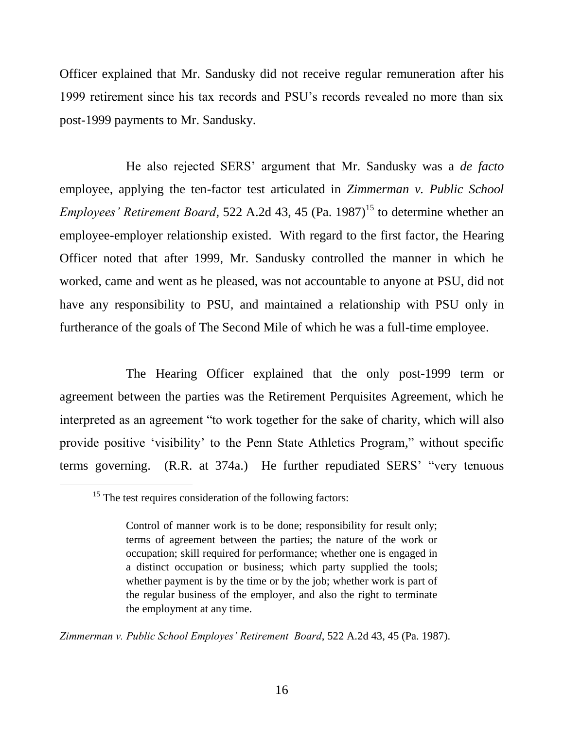Officer explained that Mr. Sandusky did not receive regular remuneration after his 1999 retirement since his tax records and PSU's records revealed no more than six post-1999 payments to Mr. Sandusky.

He also rejected SERS' argument that Mr. Sandusky was a *de facto* employee, applying the ten-factor test articulated in *Zimmerman v. Public School Employees' Retirement Board*, 522 A.2d 43, 45 (Pa. 1987)[15] to determine whether an employee-employer relationship existed. With regard to the first factor, the Hearing Officer noted that after 1999, Mr. Sandusky controlled the manner in which he worked, came and went as he pleased, was not accountable to anyone at PSU, did not have any responsibility to PSU, and maintained a relationship with PSU only in furtherance of the goals of The Second Mile of which he was a full-time employee.

The Hearing Officer explained that the only post-1999 term or agreement between the parties was the Retirement Perquisites Agreement, which he interpreted as an agreement "to work together for the sake of charity, which will also provide positive 'visibility' to the Penn State Athletics Program," without specific terms governing. (R.R. at 374a.) He further repudiated SERS' "very tenuous

---

[15] The test requires consideration of the following factors:

> Control of manner work is to be done; responsibility for result only; terms of agreement between the parties; the nature of the work or occupation; skill required for performance; whether one is engaged in a distinct occupation or business; which party supplied the tools; whether payment is by the time or by the job; whether work is part of the regular business of the employer, and also the right to terminate the employment at any time.

*Zimmerman v. Public School Employes' Retirement Board*, 522 A.2d 43, 45 (Pa. 1987).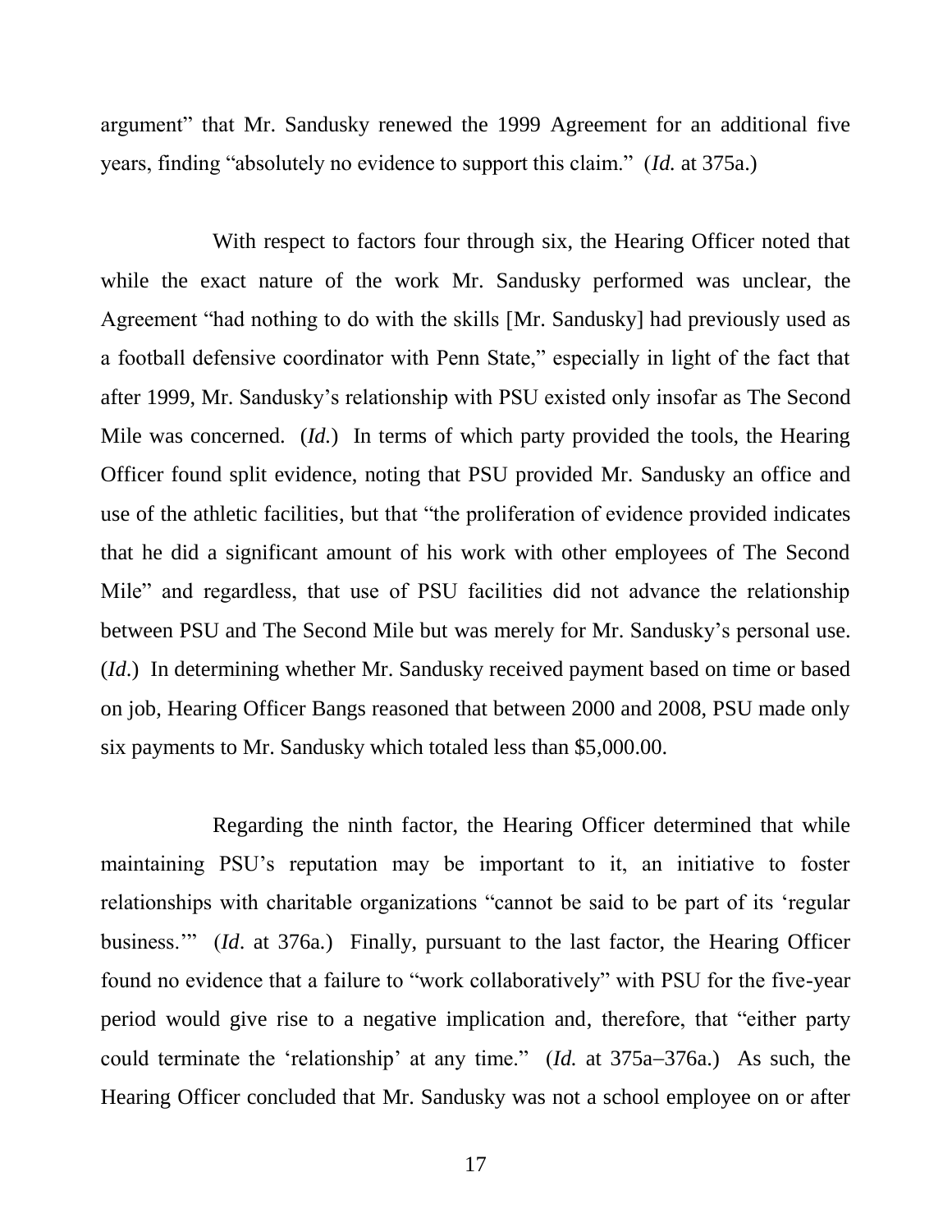argument" that Mr. Sandusky renewed the 1999 Agreement for an additional five years, finding "absolutely no evidence to support this claim." (*Id.* at 375a.)

With respect to factors four through six, the Hearing Officer noted that while the exact nature of the work Mr. Sandusky performed was unclear, the Agreement "had nothing to do with the skills [Mr. Sandusky] had previously used as a football defensive coordinator with Penn State," especially in light of the fact that after 1999, Mr. Sandusky's relationship with PSU existed only insofar as The Second Mile was concerned. (*Id.*) In terms of which party provided the tools, the Hearing Officer found split evidence, noting that PSU provided Mr. Sandusky an office and use of the athletic facilities, but that "the proliferation of evidence provided indicates that he did a significant amount of his work with other employees of The Second Mile" and regardless, that use of PSU facilities did not advance the relationship between PSU and The Second Mile but was merely for Mr. Sandusky's personal use. (*Id*.) In determining whether Mr. Sandusky received payment based on time or based on job, Hearing Officer Bangs reasoned that between 2000 and 2008, PSU made only six payments to Mr. Sandusky which totaled less than $5,000.00.

Regarding the ninth factor, the Hearing Officer determined that while maintaining PSU's reputation may be important to it, an initiative to foster relationships with charitable organizations "cannot be said to be part of its 'regular business.'" (*Id*. at 376a.) Finally, pursuant to the last factor, the Hearing Officer found no evidence that a failure to "work collaboratively" with PSU for the five-year period would give rise to a negative implication and, therefore, that "either party could terminate the 'relationship' at any time." (*Id.* at 375a–376a.) As such, the Hearing Officer concluded that Mr. Sandusky was not a school employee on or after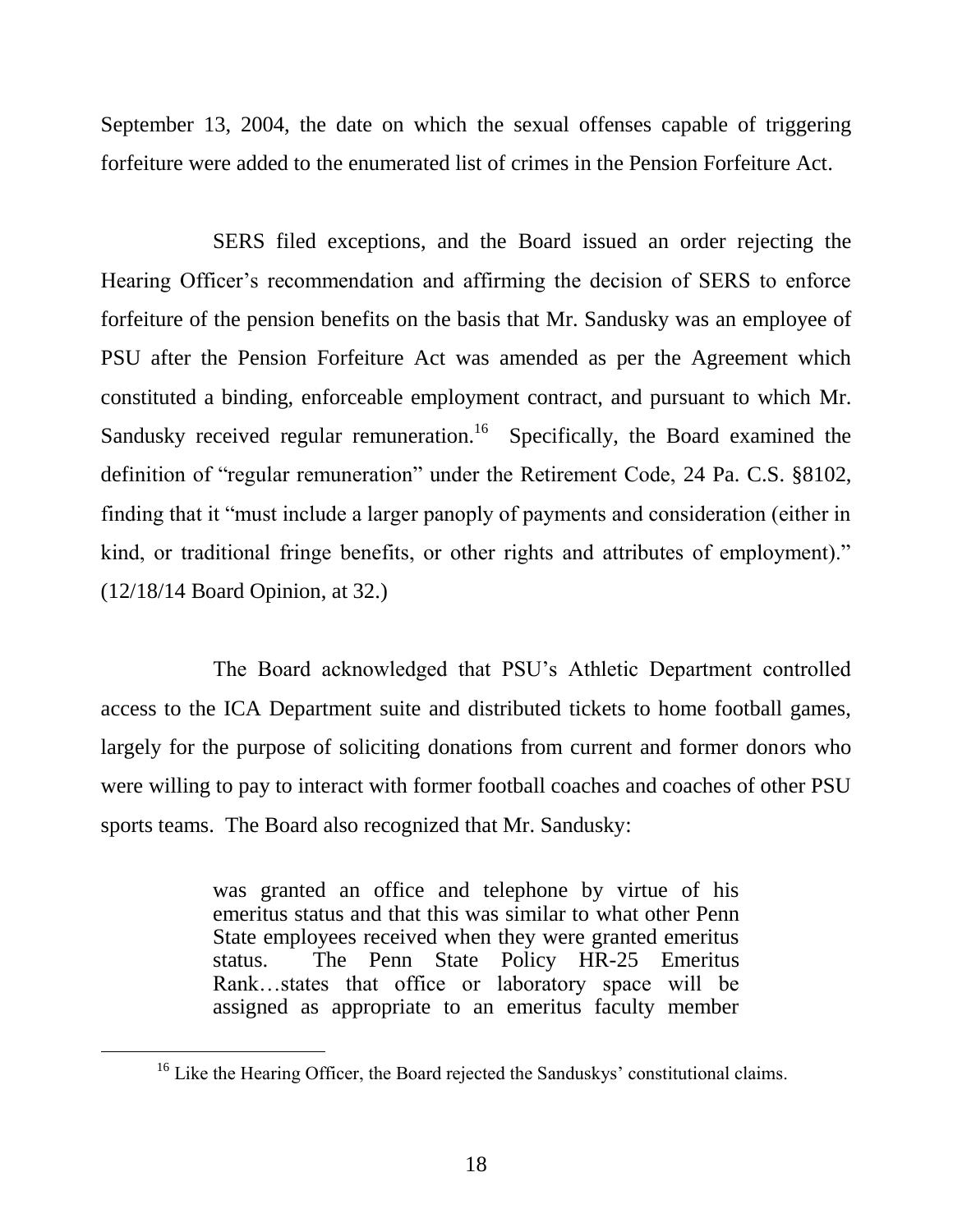September 13, 2004, the date on which the sexual offenses capable of triggering forfeiture were added to the enumerated list of crimes in the Pension Forfeiture Act.

SERS filed exceptions, and the Board issued an order rejecting the Hearing Officer's recommendation and affirming the decision of SERS to enforce forfeiture of the pension benefits on the basis that Mr. Sandusky was an employee of PSU after the Pension Forfeiture Act was amended as per the Agreement which constituted a binding, enforceable employment contract, and pursuant to which Mr. Sandusky received regular remuneration.[16] Specifically, the Board examined the definition of "regular remuneration" under the Retirement Code, 24 Pa. C.S. §8102, finding that it "must include a larger panoply of payments and consideration (either in kind, or traditional fringe benefits, or other rights and attributes of employment)." (12/18/14 Board Opinion, at 32.)

The Board acknowledged that PSU's Athletic Department controlled access to the ICA Department suite and distributed tickets to home football games, largely for the purpose of soliciting donations from current and former donors who were willing to pay to interact with former football coaches and coaches of other PSU sports teams. The Board also recognized that Mr. Sandusky:

> was granted an office and telephone by virtue of his emeritus status and that this was similar to what other Penn State employees received when they were granted emeritus status. The Penn State Policy HR-25 Emeritus Rank…states that office or laboratory space will be assigned as appropriate to an emeritus faculty member

[16] Like the Hearing Officer, the Board rejected the Sanduskys' constitutional claims.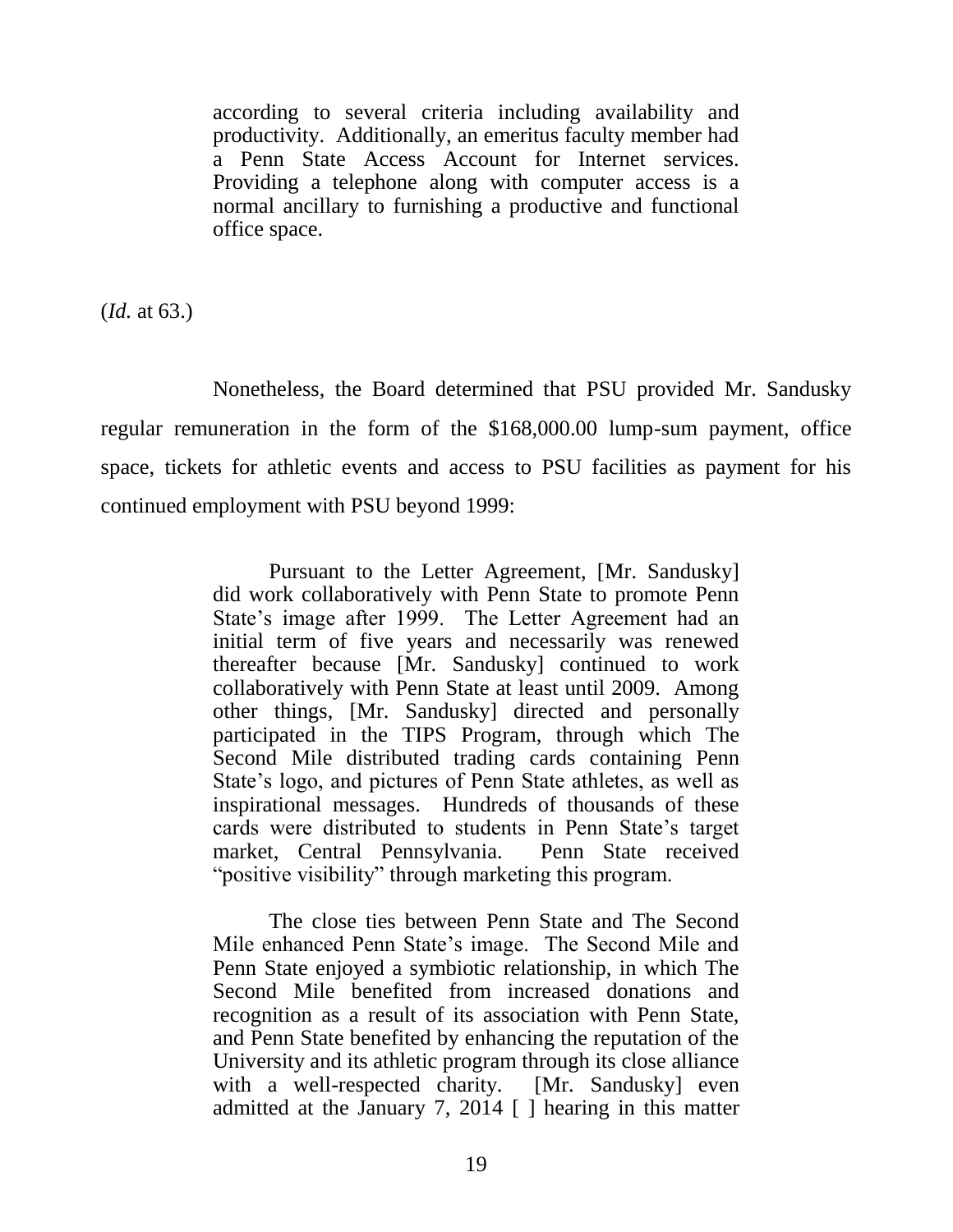> according to several criteria including availability and productivity. Additionally, an emeritus faculty member had a Penn State Access Account for Internet services. Providing a telephone along with computer access is a normal ancillary to furnishing a productive and functional office space.

(*Id.* at 63.)

Nonetheless, the Board determined that PSU provided Mr. Sandusky regular remuneration in the form of the $168,000.00 lump-sum payment, office space, tickets for athletic events and access to PSU facilities as payment for his continued employment with PSU beyond 1999:

> Pursuant to the Letter Agreement, [Mr. Sandusky] did work collaboratively with Penn State to promote Penn State's image after 1999. The Letter Agreement had an initial term of five years and necessarily was renewed thereafter because [Mr. Sandusky] continued to work collaboratively with Penn State at least until 2009. Among other things, [Mr. Sandusky] directed and personally participated in the TIPS Program, through which The Second Mile distributed trading cards containing Penn State's logo, and pictures of Penn State athletes, as well as inspirational messages. Hundreds of thousands of these cards were distributed to students in Penn State's target market, Central Pennsylvania. Penn State received "positive visibility" through marketing this program.
>
> The close ties between Penn State and The Second Mile enhanced Penn State's image. The Second Mile and Penn State enjoyed a symbiotic relationship, in which The Second Mile benefited from increased donations and recognition as a result of its association with Penn State, and Penn State benefited by enhancing the reputation of the University and its athletic program through its close alliance with a well-respected charity. [Mr. Sandusky] even admitted at the January 7, 2014 [ ] hearing in this matter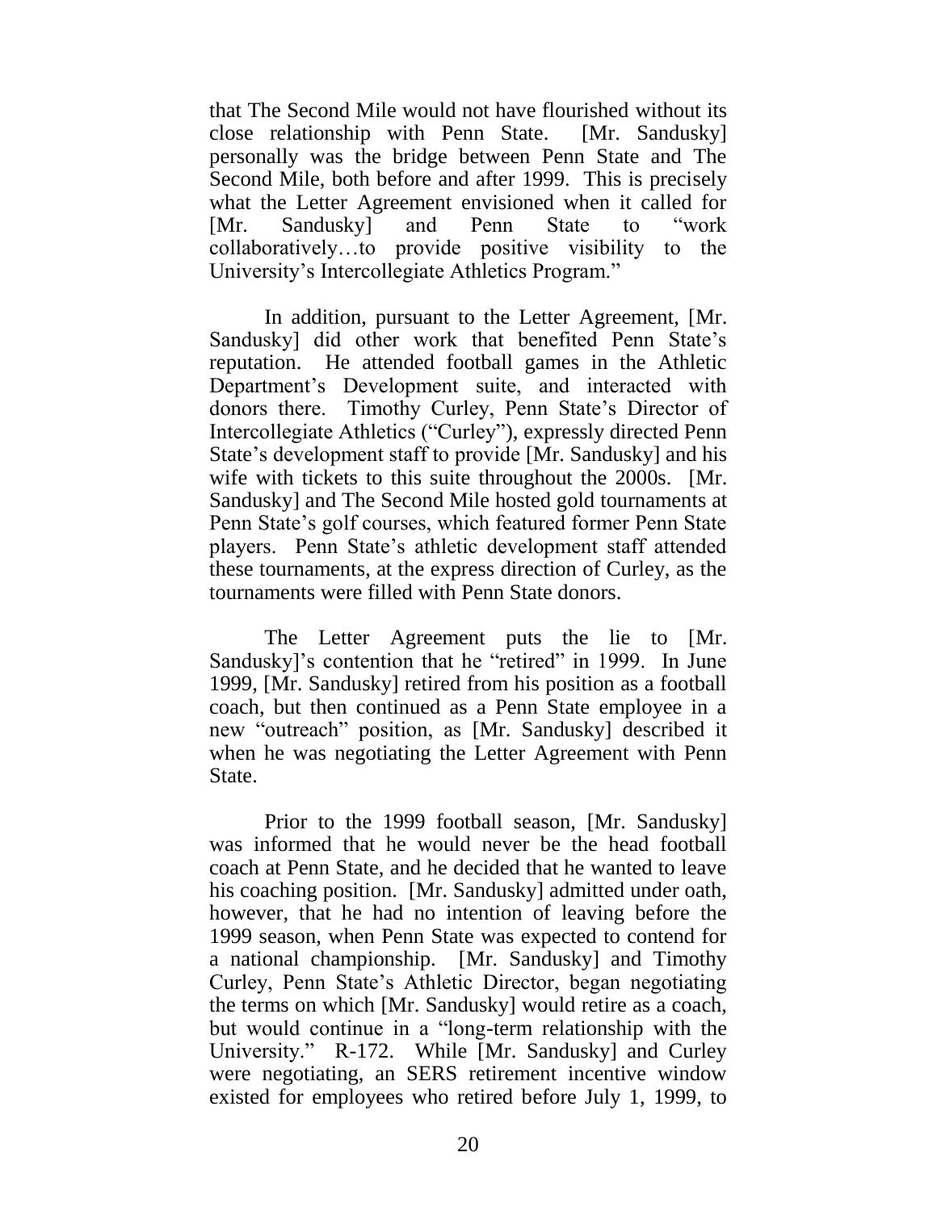that The Second Mile would not have flourished without its close relationship with Penn State. [Mr. Sandusky] personally was the bridge between Penn State and The Second Mile, both before and after 1999. This is precisely what the Letter Agreement envisioned when it called for [Mr. Sandusky] and Penn State to "work collaboratively…to provide positive visibility to the University's Intercollegiate Athletics Program."

In addition, pursuant to the Letter Agreement, [Mr. Sandusky] did other work that benefited Penn State's reputation. He attended football games in the Athletic Department's Development suite, and interacted with donors there. Timothy Curley, Penn State's Director of Intercollegiate Athletics ("Curley"), expressly directed Penn State's development staff to provide [Mr. Sandusky] and his wife with tickets to this suite throughout the 2000s. [Mr. Sandusky] and The Second Mile hosted gold tournaments at Penn State's golf courses, which featured former Penn State players. Penn State's athletic development staff attended these tournaments, at the express direction of Curley, as the tournaments were filled with Penn State donors.

The Letter Agreement puts the lie to [Mr. Sandusky]'s contention that he "retired" in 1999. In June 1999, [Mr. Sandusky] retired from his position as a football coach, but then continued as a Penn State employee in a new "outreach" position, as [Mr. Sandusky] described it when he was negotiating the Letter Agreement with Penn State.

Prior to the 1999 football season, [Mr. Sandusky] was informed that he would never be the head football coach at Penn State, and he decided that he wanted to leave his coaching position. [Mr. Sandusky] admitted under oath, however, that he had no intention of leaving before the 1999 season, when Penn State was expected to contend for a national championship. [Mr. Sandusky] and Timothy Curley, Penn State's Athletic Director, began negotiating the terms on which [Mr. Sandusky] would retire as a coach, but would continue in a "long-term relationship with the University." R-172. While [Mr. Sandusky] and Curley were negotiating, an SERS retirement incentive window existed for employees who retired before July 1, 1999, to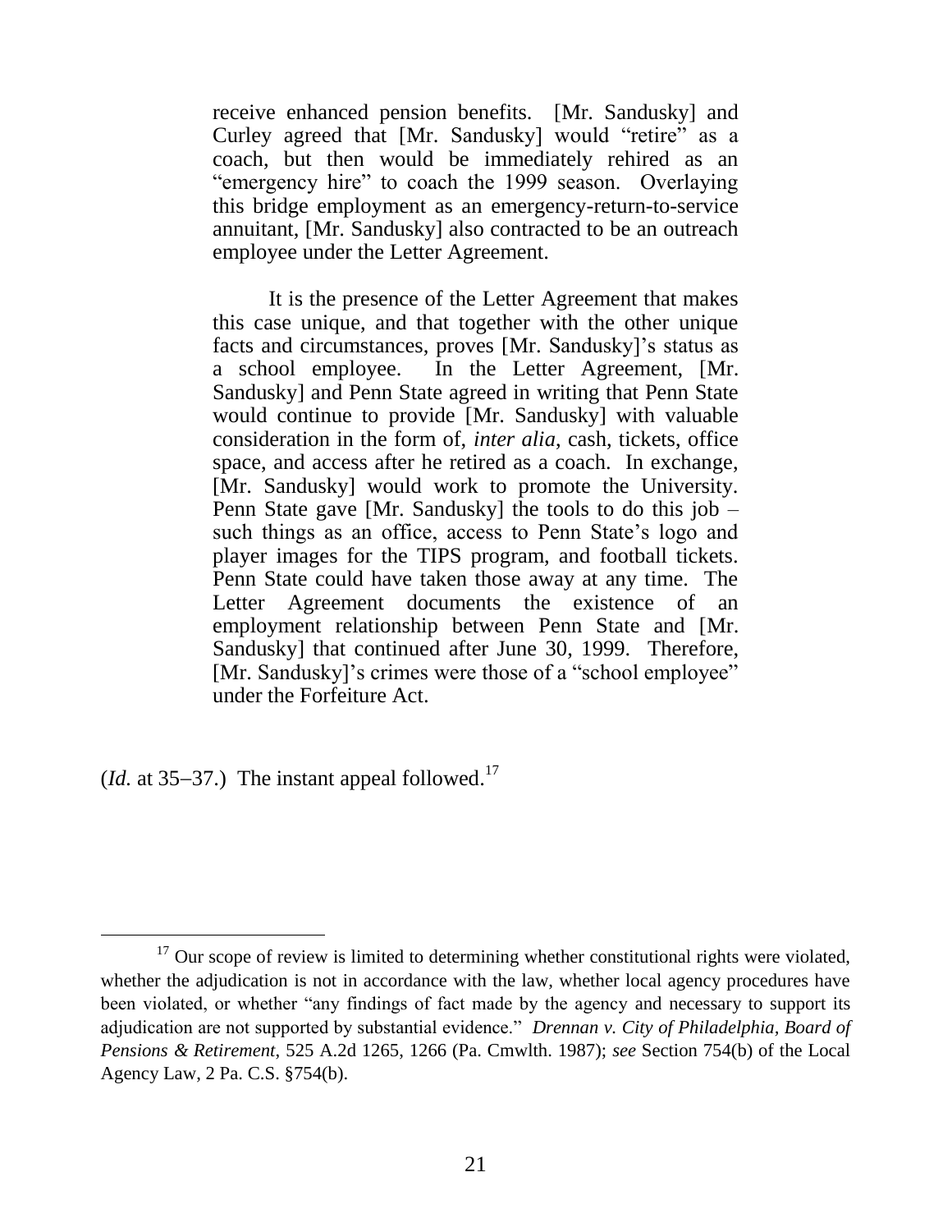> receive enhanced pension benefits. [Mr. Sandusky] and Curley agreed that [Mr. Sandusky] would "retire" as a coach, but then would be immediately rehired as an "emergency hire" to coach the 1999 season. Overlaying this bridge employment as an emergency-return-to-service annuitant, [Mr. Sandusky] also contracted to be an outreach employee under the Letter Agreement.
>
> It is the presence of the Letter Agreement that makes this case unique, and that together with the other unique facts and circumstances, proves [Mr. Sandusky]'s status as a school employee. In the Letter Agreement, [Mr. Sandusky] and Penn State agreed in writing that Penn State would continue to provide [Mr. Sandusky] with valuable consideration in the form of, *inter alia*, cash, tickets, office space, and access after he retired as a coach. In exchange, [Mr. Sandusky] would work to promote the University. Penn State gave [Mr. Sandusky] the tools to do this job – such things as an office, access to Penn State's logo and player images for the TIPS program, and football tickets. Penn State could have taken those away at any time. The Letter Agreement documents the existence of an employment relationship between Penn State and [Mr. Sandusky] that continued after June 30, 1999. Therefore, [Mr. Sandusky]'s crimes were those of a "school employee" under the Forfeiture Act.

(*Id.* at 35−37.) The instant appeal followed.[17]

---

[17] Our scope of review is limited to determining whether constitutional rights were violated, whether the adjudication is not in accordance with the law, whether local agency procedures have been violated, or whether "any findings of fact made by the agency and necessary to support its adjudication are not supported by substantial evidence." *Drennan v. City of Philadelphia, Board of Pensions & Retirement*, 525 A.2d 1265, 1266 (Pa. Cmwlth. 1987); *see* Section 754(b) of the Local Agency Law, 2 Pa. C.S. §754(b).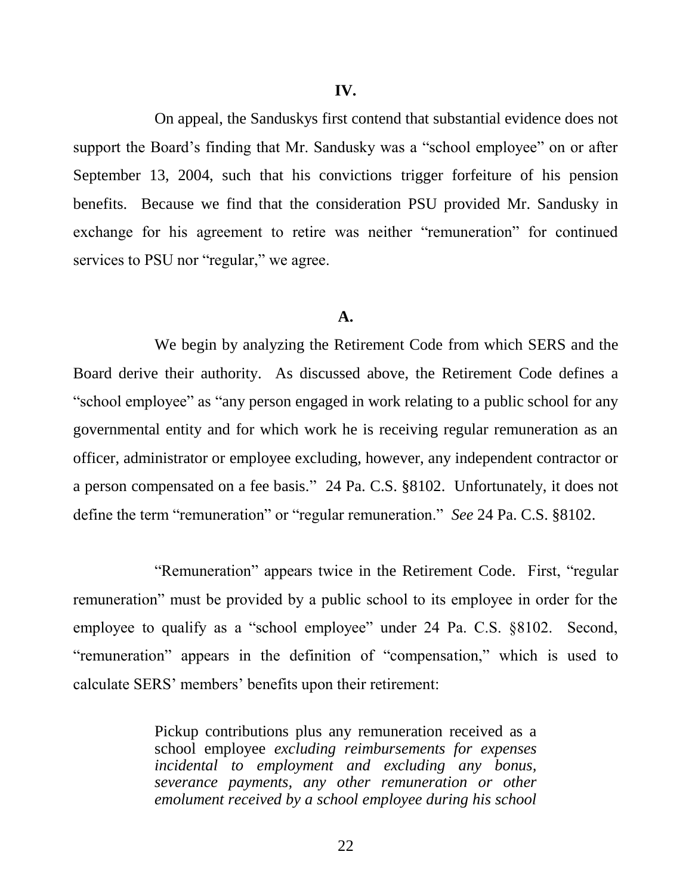## IV.

On appeal, the Sanduskys first contend that substantial evidence does not support the Board's finding that Mr. Sandusky was a "school employee" on or after September 13, 2004, such that his convictions trigger forfeiture of his pension benefits. Because we find that the consideration PSU provided Mr. Sandusky in exchange for his agreement to retire was neither "remuneration" for continued services to PSU nor "regular," we agree.

### A.

We begin by analyzing the Retirement Code from which SERS and the Board derive their authority. As discussed above, the Retirement Code defines a "school employee" as "any person engaged in work relating to a public school for any governmental entity and for which work he is receiving regular remuneration as an officer, administrator or employee excluding, however, any independent contractor or a person compensated on a fee basis." 24 Pa. C.S. §8102. Unfortunately, it does not define the term "remuneration" or "regular remuneration." *See* 24 Pa. C.S. §8102.

"Remuneration" appears twice in the Retirement Code. First, "regular remuneration" must be provided by a public school to its employee in order for the employee to qualify as a "school employee" under 24 Pa. C.S. §8102. Second, "remuneration" appears in the definition of "compensation," which is used to calculate SERS' members' benefits upon their retirement:

> Pickup contributions plus any remuneration received as a school employee *excluding reimbursements for expenses incidental to employment and excluding any bonus, severance payments, any other remuneration or other emolument received by a school employee during his school*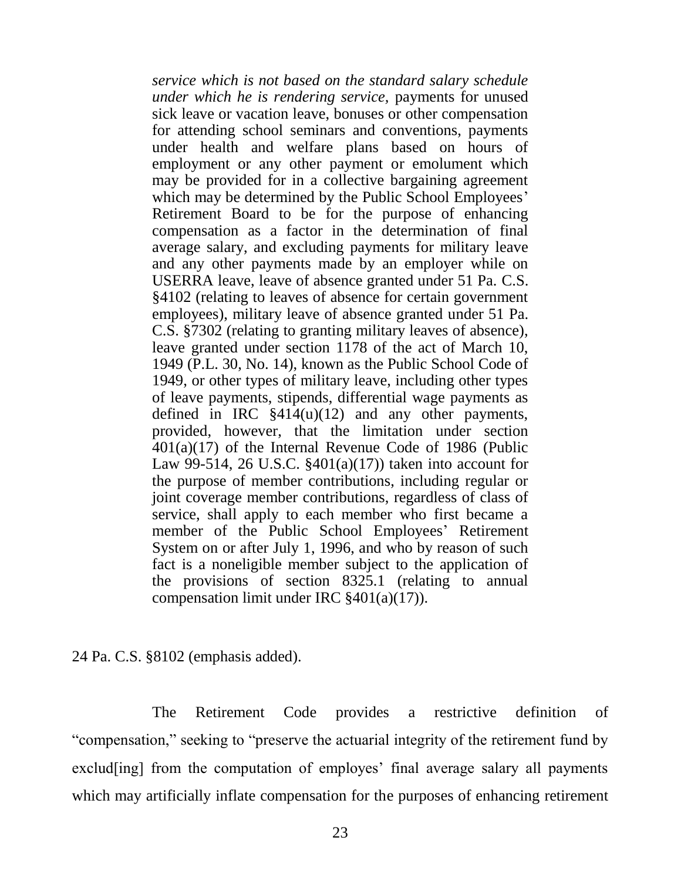> *service which is not based on the standard salary schedule under which he is rendering service,* payments for unused sick leave or vacation leave, bonuses or other compensation for attending school seminars and conventions, payments under health and welfare plans based on hours of employment or any other payment or emolument which may be provided for in a collective bargaining agreement which may be determined by the Public School Employees' Retirement Board to be for the purpose of enhancing compensation as a factor in the determination of final average salary, and excluding payments for military leave and any other payments made by an employer while on USERRA leave, leave of absence granted under 51 Pa. C.S. §4102 (relating to leaves of absence for certain government employees), military leave of absence granted under 51 Pa. C.S. §7302 (relating to granting military leaves of absence), leave granted under section 1178 of the act of March 10, 1949 (P.L. 30, No. 14), known as the Public School Code of 1949, or other types of military leave, including other types of leave payments, stipends, differential wage payments as defined in IRC §414(u)(12) and any other payments, provided, however, that the limitation under section 401(a)(17) of the Internal Revenue Code of 1986 (Public Law 99-514, 26 U.S.C. §401(a)(17)) taken into account for the purpose of member contributions, including regular or joint coverage member contributions, regardless of class of service, shall apply to each member who first became a member of the Public School Employees' Retirement System on or after July 1, 1996, and who by reason of such fact is a noneligible member subject to the application of the provisions of section 8325.1 (relating to annual compensation limit under IRC §401(a)(17)).

24 Pa. C.S. §8102 (emphasis added).

The Retirement Code provides a restrictive definition of "compensation," seeking to "preserve the actuarial integrity of the retirement fund by exclud[ing] from the computation of employes' final average salary all payments which may artificially inflate compensation for the purposes of enhancing retirement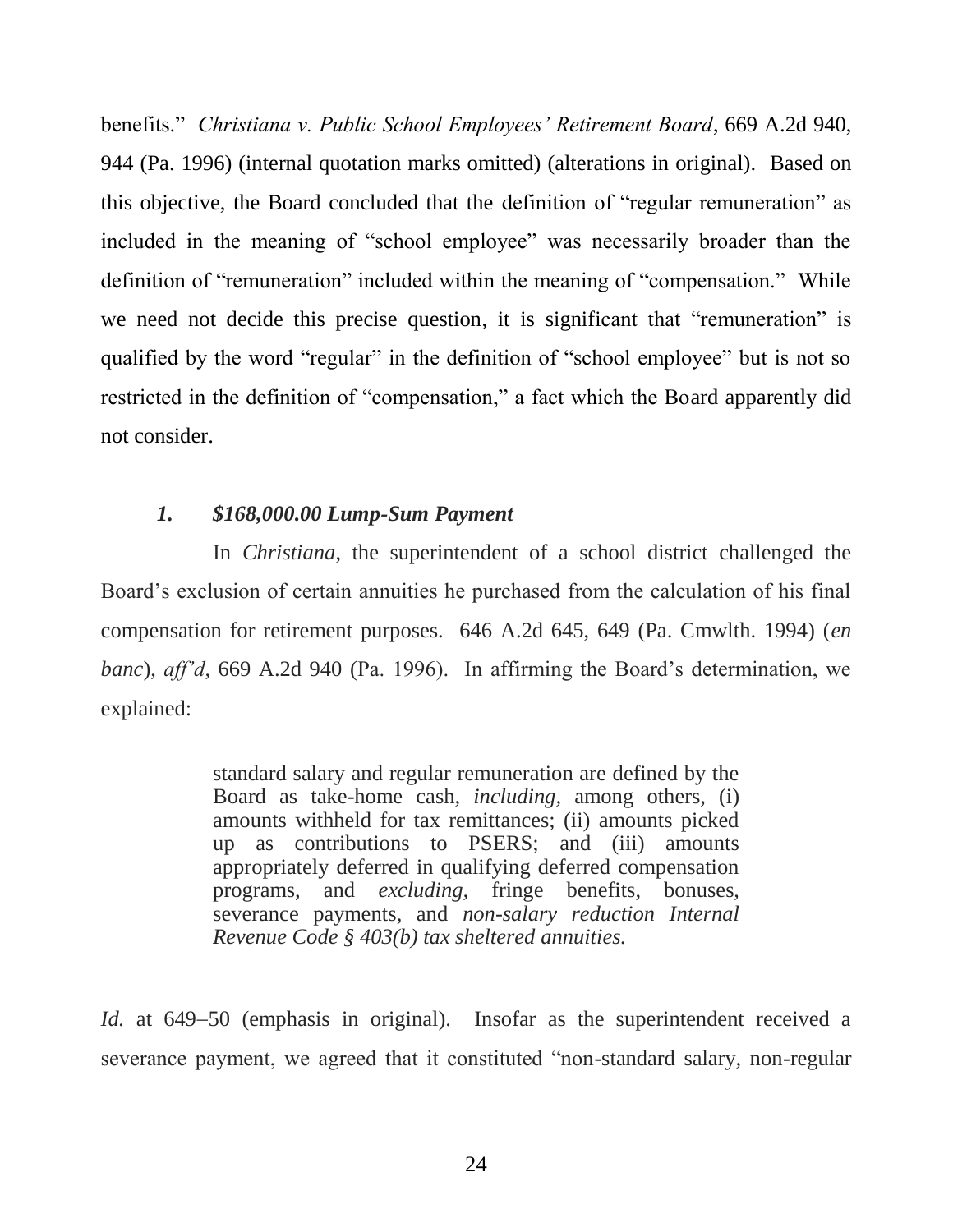benefits." *Christiana v. Public School Employees' Retirement Board*, 669 A.2d 940, 944 (Pa. 1996) (internal quotation marks omitted) (alterations in original). Based on this objective, the Board concluded that the definition of "regular remuneration" as included in the meaning of "school employee" was necessarily broader than the definition of "remuneration" included within the meaning of "compensation." While we need not decide this precise question, it is significant that "remuneration" is qualified by the word "regular" in the definition of "school employee" but is not so restricted in the definition of "compensation," a fact which the Board apparently did not consider.

### *1. $168,000.00 Lump-Sum Payment*

In *Christiana*, the superintendent of a school district challenged the Board's exclusion of certain annuities he purchased from the calculation of his final compensation for retirement purposes. 646 A.2d 645, 649 (Pa. Cmwlth. 1994) (*en banc*), *aff'd*, 669 A.2d 940 (Pa. 1996). In affirming the Board's determination, we explained:

> standard salary and regular remuneration are defined by the Board as take-home cash, *including*, among others, (i) amounts withheld for tax remittances; (ii) amounts picked up as contributions to PSERS; and (iii) amounts appropriately deferred in qualifying deferred compensation programs, and *excluding*, fringe benefits, bonuses, severance payments, and *non-salary reduction Internal Revenue Code § 403(b) tax sheltered annuities.*

*Id.* at 649–50 (emphasis in original). Insofar as the superintendent received a severance payment, we agreed that it constituted "non-standard salary, non-regular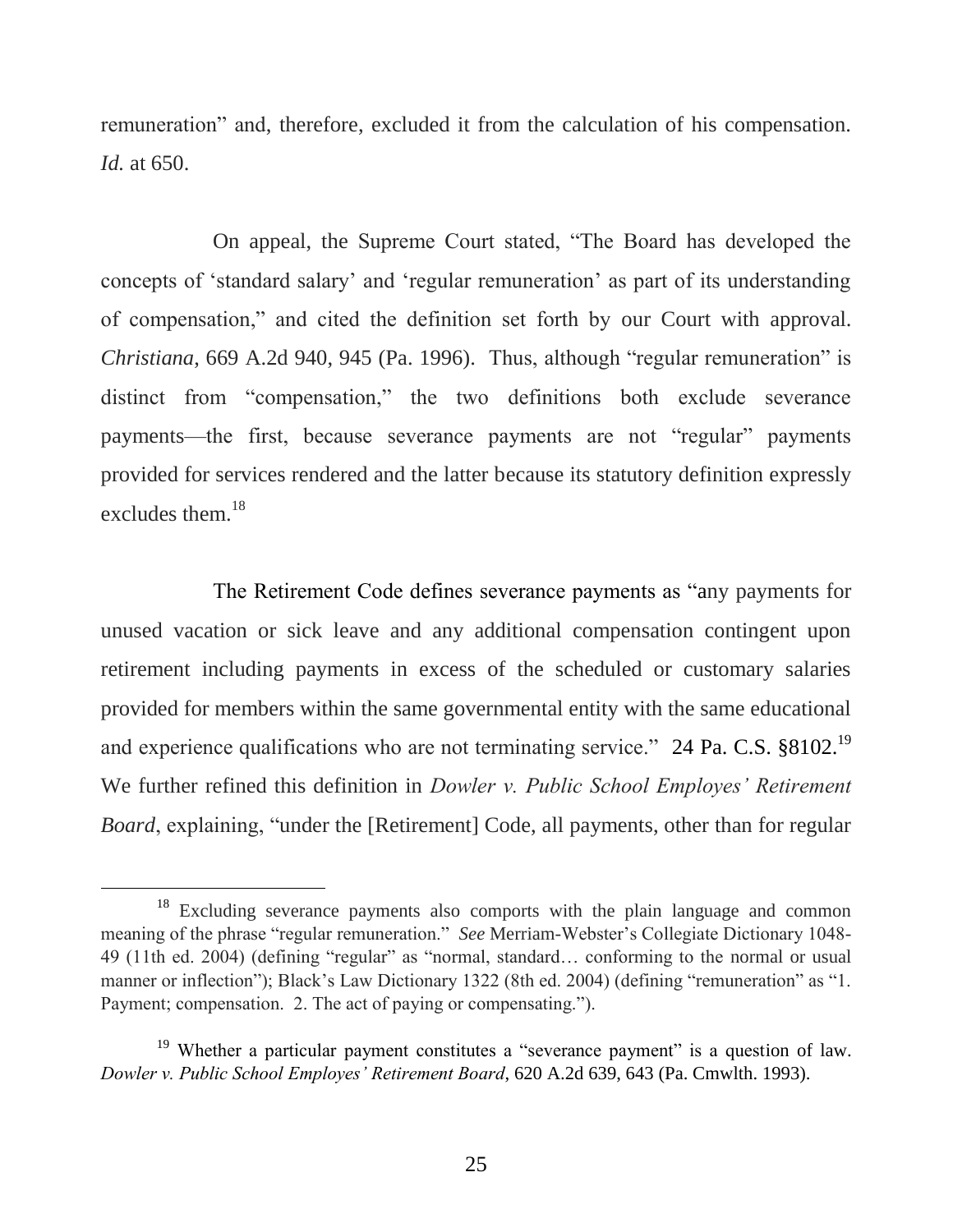remuneration" and, therefore, excluded it from the calculation of his compensation. *Id.* at 650.

On appeal, the Supreme Court stated, "The Board has developed the concepts of 'standard salary' and 'regular remuneration' as part of its understanding of compensation," and cited the definition set forth by our Court with approval. *Christiana*, 669 A.2d 940, 945 (Pa. 1996). Thus, although "regular remuneration" is distinct from "compensation," the two definitions both exclude severance payments—the first, because severance payments are not "regular" payments provided for services rendered and the latter because its statutory definition expressly excludes them.[18]

The Retirement Code defines severance payments as "any payments for unused vacation or sick leave and any additional compensation contingent upon retirement including payments in excess of the scheduled or customary salaries provided for members within the same governmental entity with the same educational and experience qualifications who are not terminating service." 24 Pa. C.S. §8102.[19] We further refined this definition in *Dowler v. Public School Employes' Retirement Board*, explaining, "under the [Retirement] Code, all payments, other than for regular

---

[18] Excluding severance payments also comports with the plain language and common meaning of the phrase "regular remuneration." *See* Merriam-Webster's Collegiate Dictionary 1048-49 (11th ed. 2004) (defining "regular" as "normal, standard… conforming to the normal or usual manner or inflection"); Black's Law Dictionary 1322 (8th ed. 2004) (defining "remuneration" as "1. Payment; compensation. 2. The act of paying or compensating.").

[19] Whether a particular payment constitutes a "severance payment" is a question of law. *Dowler v. Public School Employes' Retirement Board*, 620 A.2d 639, 643 (Pa. Cmwlth. 1993).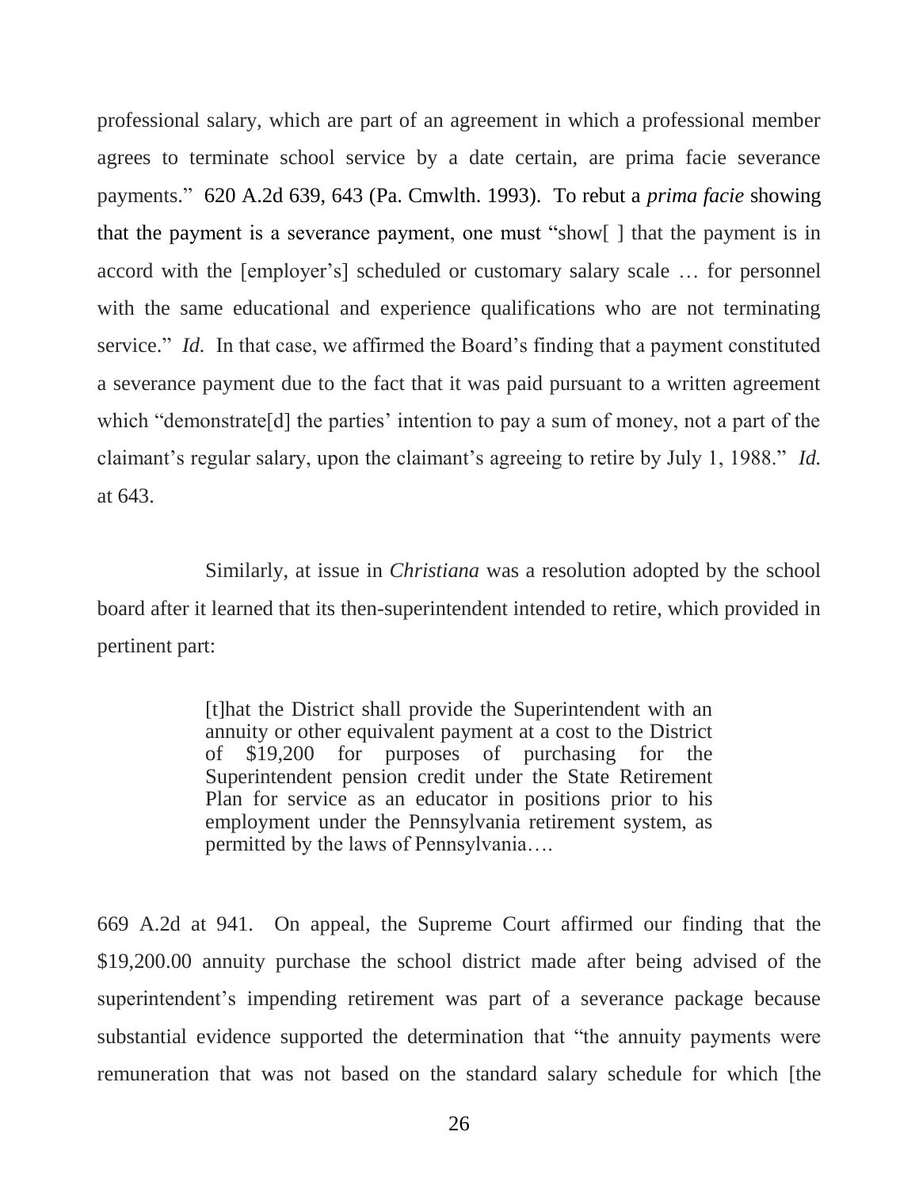professional salary, which are part of an agreement in which a professional member agrees to terminate school service by a date certain, are prima facie severance payments." 620 A.2d 639, 643 (Pa. Cmwlth. 1993). To rebut a *prima facie* showing that the payment is a severance payment, one must "show[ ] that the payment is in accord with the [employer's] scheduled or customary salary scale … for personnel with the same educational and experience qualifications who are not terminating service." *Id.* In that case, we affirmed the Board's finding that a payment constituted a severance payment due to the fact that it was paid pursuant to a written agreement which "demonstrate[d] the parties' intention to pay a sum of money, not a part of the claimant's regular salary, upon the claimant's agreeing to retire by July 1, 1988." *Id.* at 643.

Similarly, at issue in *Christiana* was a resolution adopted by the school board after it learned that its then-superintendent intended to retire, which provided in pertinent part:

> [t]hat the District shall provide the Superintendent with an annuity or other equivalent payment at a cost to the District of $19,200 for purposes of purchasing for the Superintendent pension credit under the State Retirement Plan for service as an educator in positions prior to his employment under the Pennsylvania retirement system, as permitted by the laws of Pennsylvania….

669 A.2d at 941. On appeal, the Supreme Court affirmed our finding that the $19,200.00 annuity purchase the school district made after being advised of the superintendent's impending retirement was part of a severance package because substantial evidence supported the determination that "the annuity payments were remuneration that was not based on the standard salary schedule for which [the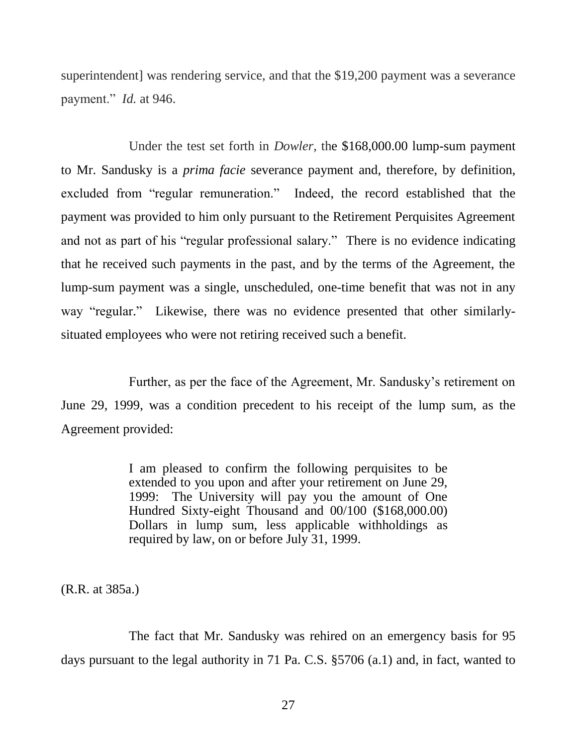superintendent] was rendering service, and that the $19,200 payment was a severance payment." *Id.* at 946.

Under the test set forth in *Dowler*, the $168,000.00 lump-sum payment to Mr. Sandusky is a *prima facie* severance payment and, therefore, by definition, excluded from "regular remuneration." Indeed, the record established that the payment was provided to him only pursuant to the Retirement Perquisites Agreement and not as part of his "regular professional salary." There is no evidence indicating that he received such payments in the past, and by the terms of the Agreement, the lump-sum payment was a single, unscheduled, one-time benefit that was not in any way "regular." Likewise, there was no evidence presented that other similarly-situated employees who were not retiring received such a benefit.

Further, as per the face of the Agreement, Mr. Sandusky's retirement on June 29, 1999, was a condition precedent to his receipt of the lump sum, as the Agreement provided:

> I am pleased to confirm the following perquisites to be extended to you upon and after your retirement on June 29, 1999: The University will pay you the amount of One Hundred Sixty-eight Thousand and 00/100 ($168,000.00) Dollars in lump sum, less applicable withholdings as required by law, on or before July 31, 1999.

(R.R. at 385a.)

The fact that Mr. Sandusky was rehired on an emergency basis for 95 days pursuant to the legal authority in 71 Pa. C.S. §5706 (a.1) and, in fact, wanted to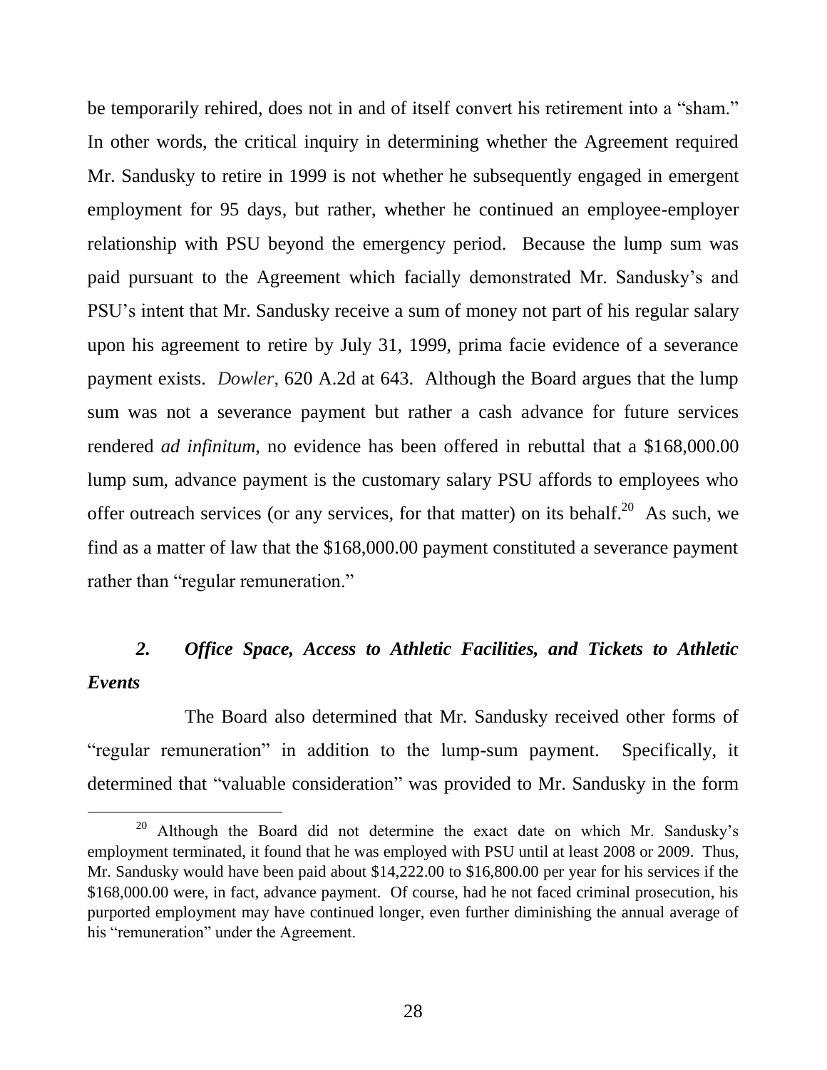be temporarily rehired, does not in and of itself convert his retirement into a "sham." In other words, the critical inquiry in determining whether the Agreement required Mr. Sandusky to retire in 1999 is not whether he subsequently engaged in emergent employment for 95 days, but rather, whether he continued an employee-employer relationship with PSU beyond the emergency period. Because the lump sum was paid pursuant to the Agreement which facially demonstrated Mr. Sandusky's and PSU's intent that Mr. Sandusky receive a sum of money not part of his regular salary upon his agreement to retire by July 31, 1999, prima facie evidence of a severance payment exists. *Dowler*, 620 A.2d at 643. Although the Board argues that the lump sum was not a severance payment but rather a cash advance for future services rendered *ad infinitum*, no evidence has been offered in rebuttal that a $168,000.00 lump sum, advance payment is the customary salary PSU affords to employees who offer outreach services (or any services, for that matter) on its behalf.[20] As such, we find as a matter of law that the $168,000.00 payment constituted a severance payment rather than "regular remuneration."

### *2. Office Space, Access to Athletic Facilities, and Tickets to Athletic Events*

The Board also determined that Mr. Sandusky received other forms of "regular remuneration" in addition to the lump-sum payment. Specifically, it determined that "valuable consideration" was provided to Mr. Sandusky in the form

[20] Although the Board did not determine the exact date on which Mr. Sandusky's employment terminated, it found that he was employed with PSU until at least 2008 or 2009. Thus, Mr. Sandusky would have been paid about $14,222.00 to $16,800.00 per year for his services if the $168,000.00 were, in fact, advance payment. Of course, had he not faced criminal prosecution, his purported employment may have continued longer, even further diminishing the annual average of his "remuneration" under the Agreement.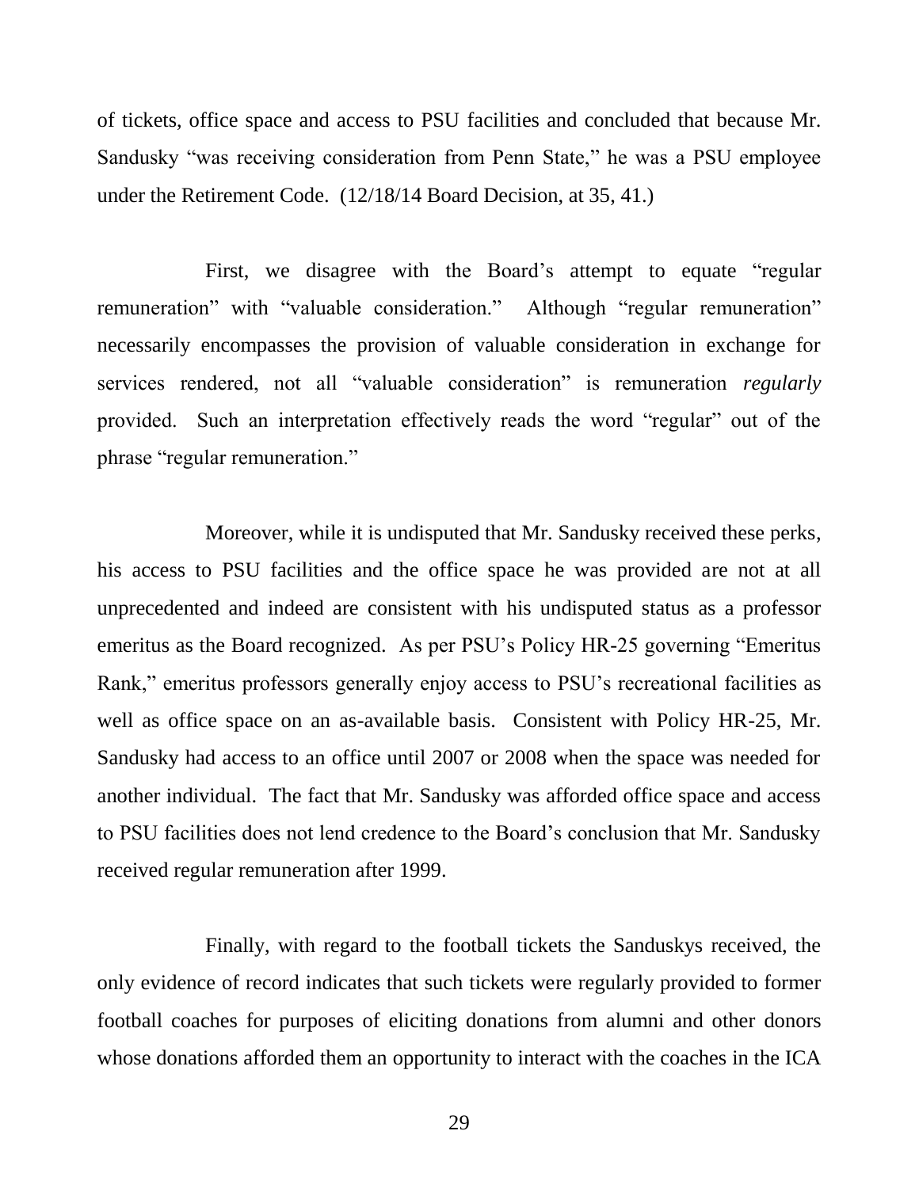of tickets, office space and access to PSU facilities and concluded that because Mr. Sandusky "was receiving consideration from Penn State," he was a PSU employee under the Retirement Code. (12/18/14 Board Decision, at 35, 41.)

First, we disagree with the Board's attempt to equate "regular remuneration" with "valuable consideration." Although "regular remuneration" necessarily encompasses the provision of valuable consideration in exchange for services rendered, not all "valuable consideration" is remuneration *regularly* provided. Such an interpretation effectively reads the word "regular" out of the phrase "regular remuneration."

Moreover, while it is undisputed that Mr. Sandusky received these perks, his access to PSU facilities and the office space he was provided are not at all unprecedented and indeed are consistent with his undisputed status as a professor emeritus as the Board recognized. As per PSU's Policy HR-25 governing "Emeritus Rank," emeritus professors generally enjoy access to PSU's recreational facilities as well as office space on an as-available basis. Consistent with Policy HR-25, Mr. Sandusky had access to an office until 2007 or 2008 when the space was needed for another individual. The fact that Mr. Sandusky was afforded office space and access to PSU facilities does not lend credence to the Board's conclusion that Mr. Sandusky received regular remuneration after 1999.

Finally, with regard to the football tickets the Sanduskys received, the only evidence of record indicates that such tickets were regularly provided to former football coaches for purposes of eliciting donations from alumni and other donors whose donations afforded them an opportunity to interact with the coaches in the ICA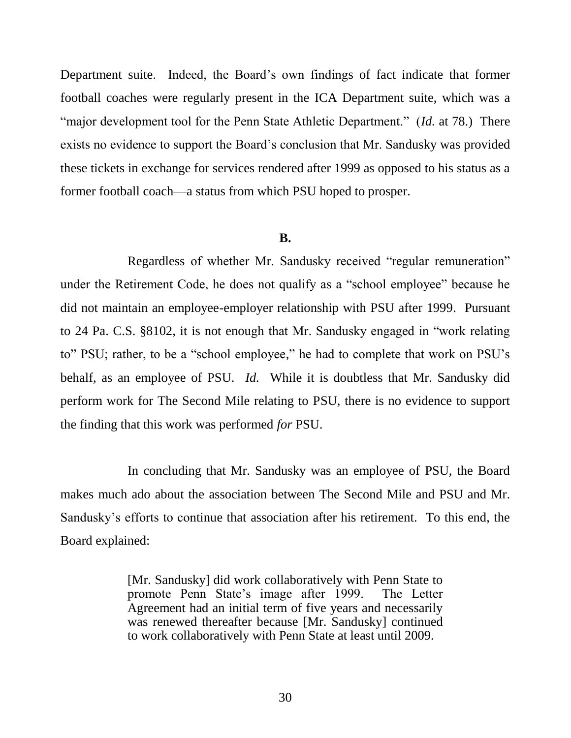Department suite. Indeed, the Board's own findings of fact indicate that former football coaches were regularly present in the ICA Department suite, which was a "major development tool for the Penn State Athletic Department." (*Id.* at 78.) There exists no evidence to support the Board's conclusion that Mr. Sandusky was provided these tickets in exchange for services rendered after 1999 as opposed to his status as a former football coach—a status from which PSU hoped to prosper.

**B.**

Regardless of whether Mr. Sandusky received "regular remuneration" under the Retirement Code, he does not qualify as a "school employee" because he did not maintain an employee-employer relationship with PSU after 1999. Pursuant to 24 Pa. C.S. §8102, it is not enough that Mr. Sandusky engaged in "work relating to" PSU; rather, to be a "school employee," he had to complete that work on PSU's behalf, as an employee of PSU. *Id.* While it is doubtless that Mr. Sandusky did perform work for The Second Mile relating to PSU, there is no evidence to support the finding that this work was performed *for* PSU.

In concluding that Mr. Sandusky was an employee of PSU, the Board makes much ado about the association between The Second Mile and PSU and Mr. Sandusky's efforts to continue that association after his retirement. To this end, the Board explained:

> [Mr. Sandusky] did work collaboratively with Penn State to promote Penn State's image after 1999. The Letter Agreement had an initial term of five years and necessarily was renewed thereafter because [Mr. Sandusky] continued to work collaboratively with Penn State at least until 2009.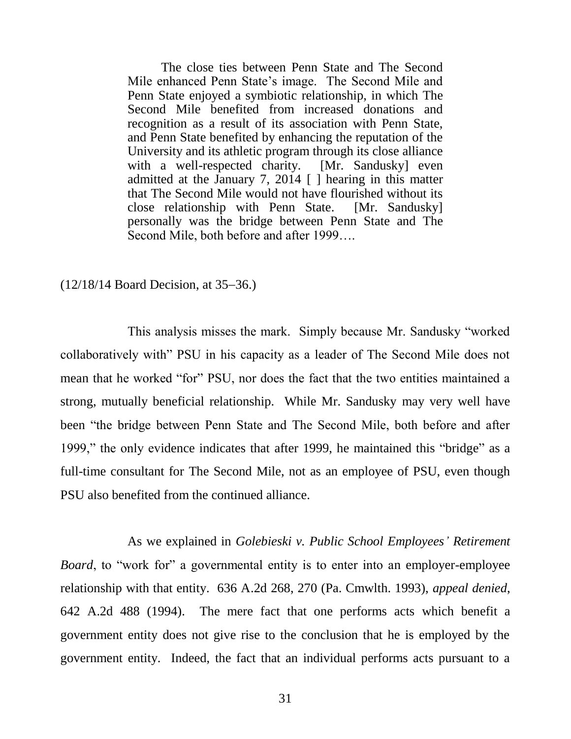> The close ties between Penn State and The Second Mile enhanced Penn State's image. The Second Mile and Penn State enjoyed a symbiotic relationship, in which The Second Mile benefited from increased donations and recognition as a result of its association with Penn State, and Penn State benefited by enhancing the reputation of the University and its athletic program through its close alliance with a well-respected charity. [Mr. Sandusky] even admitted at the January 7, 2014 [ ] hearing in this matter that The Second Mile would not have flourished without its close relationship with Penn State. [Mr. Sandusky] personally was the bridge between Penn State and The Second Mile, both before and after 1999….

(12/18/14 Board Decision, at 35–36.)

This analysis misses the mark. Simply because Mr. Sandusky "worked collaboratively with" PSU in his capacity as a leader of The Second Mile does not mean that he worked "for" PSU, nor does the fact that the two entities maintained a strong, mutually beneficial relationship. While Mr. Sandusky may very well have been "the bridge between Penn State and The Second Mile, both before and after 1999," the only evidence indicates that after 1999, he maintained this "bridge" as a full-time consultant for The Second Mile, not as an employee of PSU, even though PSU also benefited from the continued alliance.

As we explained in *Golebieski v. Public School Employees' Retirement Board*, to "work for" a governmental entity is to enter into an employer-employee relationship with that entity. 636 A.2d 268, 270 (Pa. Cmwlth. 1993), *appeal denied*, 642 A.2d 488 (1994). The mere fact that one performs acts which benefit a government entity does not give rise to the conclusion that he is employed by the government entity. Indeed, the fact that an individual performs acts pursuant to a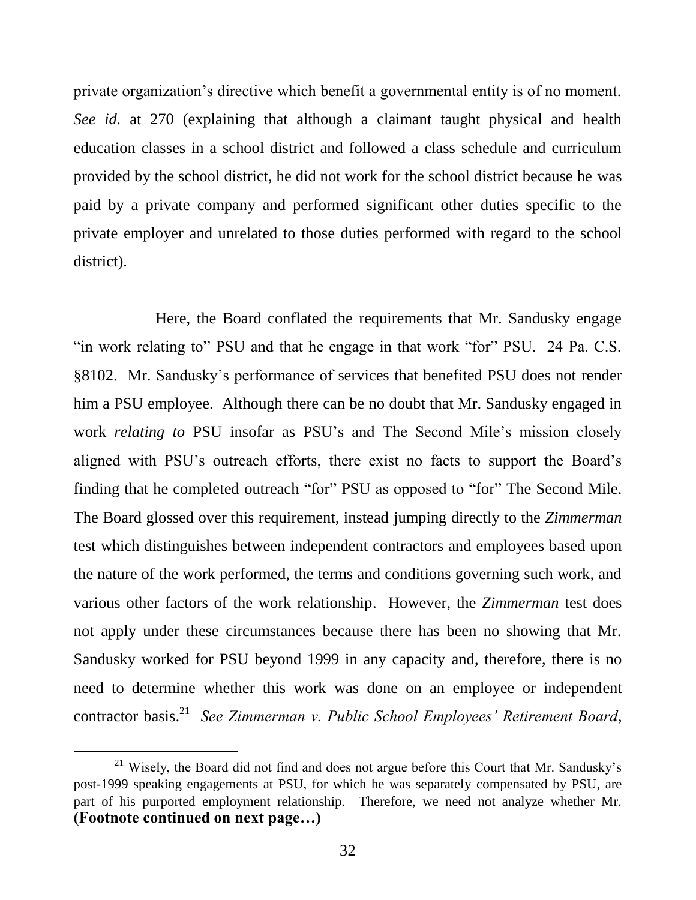private organization's directive which benefit a governmental entity is of no moment. *See id.* at 270 (explaining that although a claimant taught physical and health education classes in a school district and followed a class schedule and curriculum provided by the school district, he did not work for the school district because he was paid by a private company and performed significant other duties specific to the private employer and unrelated to those duties performed with regard to the school district).

Here, the Board conflated the requirements that Mr. Sandusky engage "in work relating to" PSU and that he engage in that work "for" PSU. 24 Pa. C.S. §8102. Mr. Sandusky's performance of services that benefited PSU does not render him a PSU employee. Although there can be no doubt that Mr. Sandusky engaged in work *relating to* PSU insofar as PSU's and The Second Mile's mission closely aligned with PSU's outreach efforts, there exist no facts to support the Board's finding that he completed outreach "for" PSU as opposed to "for" The Second Mile. The Board glossed over this requirement, instead jumping directly to the *Zimmerman* test which distinguishes between independent contractors and employees based upon the nature of the work performed, the terms and conditions governing such work, and various other factors of the work relationship. However, the *Zimmerman* test does not apply under these circumstances because there has been no showing that Mr. Sandusky worked for PSU beyond 1999 in any capacity and, therefore, there is no need to determine whether this work was done on an employee or independent contractor basis.[21] *See Zimmerman v. Public School Employees' Retirement Board*,

[21] Wisely, the Board did not find and does not argue before this Court that Mr. Sandusky's post-1999 speaking engagements at PSU, for which he was separately compensated by PSU, are part of his purported employment relationship. Therefore, we need not analyze whether Mr. **(Footnote continued on next page…)**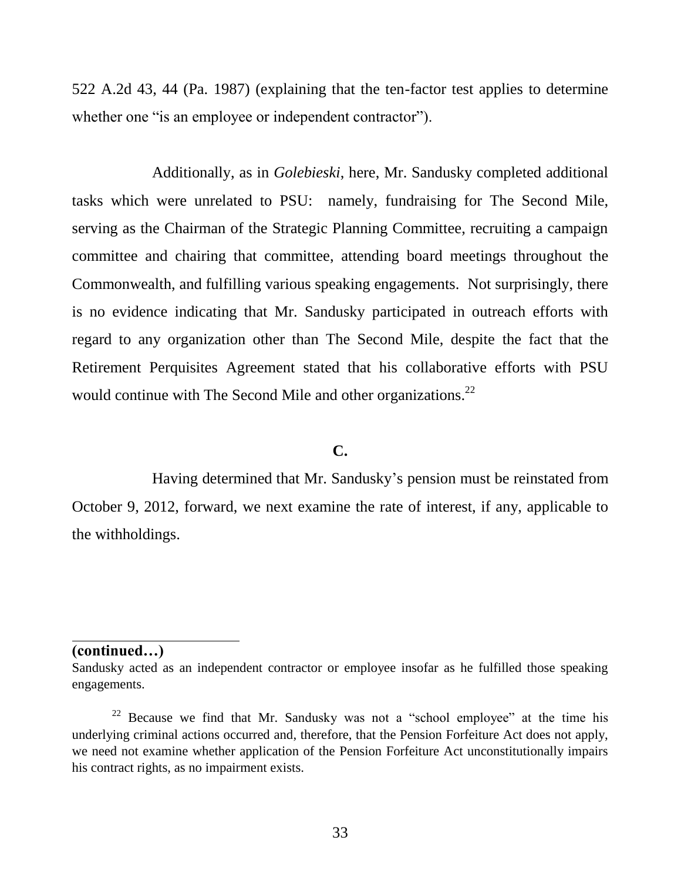522 A.2d 43, 44 (Pa. 1987) (explaining that the ten-factor test applies to determine whether one "is an employee or independent contractor").

Additionally, as in *Golebieski*, here, Mr. Sandusky completed additional tasks which were unrelated to PSU: namely, fundraising for The Second Mile, serving as the Chairman of the Strategic Planning Committee, recruiting a campaign committee and chairing that committee, attending board meetings throughout the Commonwealth, and fulfilling various speaking engagements. Not surprisingly, there is no evidence indicating that Mr. Sandusky participated in outreach efforts with regard to any organization other than The Second Mile, despite the fact that the Retirement Perquisites Agreement stated that his collaborative efforts with PSU would continue with The Second Mile and other organizations.[22]

**C.**

Having determined that Mr. Sandusky's pension must be reinstated from October 9, 2012, forward, we next examine the rate of interest, if any, applicable to the withholdings.

---

**(continued…)**

Sandusky acted as an independent contractor or employee insofar as he fulfilled those speaking engagements.

[22] Because we find that Mr. Sandusky was not a "school employee" at the time his underlying criminal actions occurred and, therefore, that the Pension Forfeiture Act does not apply, we need not examine whether application of the Pension Forfeiture Act unconstitutionally impairs his contract rights, as no impairment exists.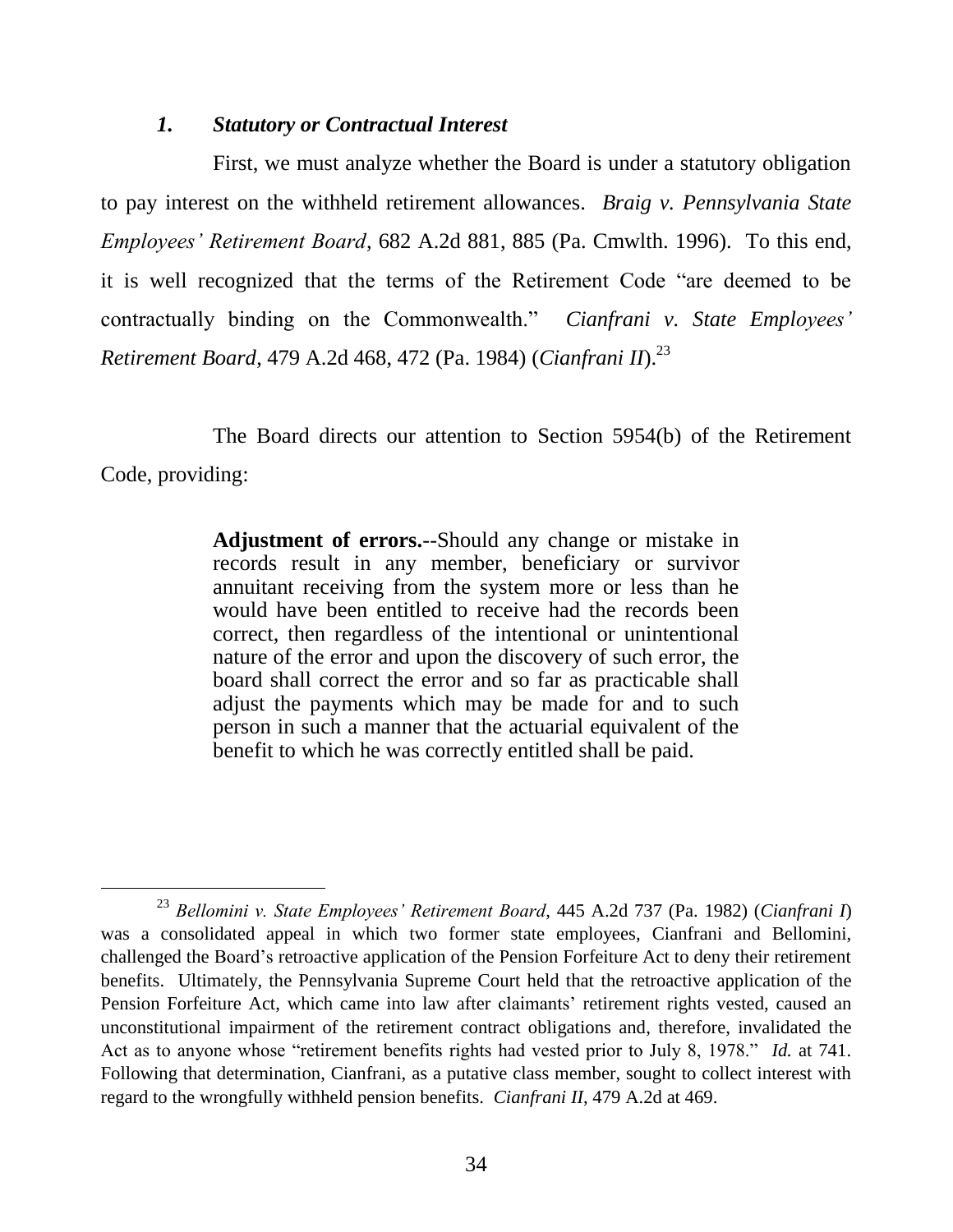### *1. Statutory or Contractual Interest*

First, we must analyze whether the Board is under a statutory obligation to pay interest on the withheld retirement allowances. *Braig v. Pennsylvania State Employees' Retirement Board*, 682 A.2d 881, 885 (Pa. Cmwlth. 1996). To this end, it is well recognized that the terms of the Retirement Code "are deemed to be contractually binding on the Commonwealth." *Cianfrani v. State Employees' Retirement Board*, 479 A.2d 468, 472 (Pa. 1984) (*Cianfrani II*).[23]

The Board directs our attention to Section 5954(b) of the Retirement Code, providing:

> **Adjustment of errors.**--Should any change or mistake in records result in any member, beneficiary or survivor annuitant receiving from the system more or less than he would have been entitled to receive had the records been correct, then regardless of the intentional or unintentional nature of the error and upon the discovery of such error, the board shall correct the error and so far as practicable shall adjust the payments which may be made for and to such person in such a manner that the actuarial equivalent of the benefit to which he was correctly entitled shall be paid.

---

[23] *Bellomini v. State Employees' Retirement Board*, 445 A.2d 737 (Pa. 1982) (*Cianfrani I*) was a consolidated appeal in which two former state employees, Cianfrani and Bellomini, challenged the Board's retroactive application of the Pension Forfeiture Act to deny their retirement benefits. Ultimately, the Pennsylvania Supreme Court held that the retroactive application of the Pension Forfeiture Act, which came into law after claimants' retirement rights vested, caused an unconstitutional impairment of the retirement contract obligations and, therefore, invalidated the Act as to anyone whose "retirement benefits rights had vested prior to July 8, 1978." *Id.* at 741. Following that determination, Cianfrani, as a putative class member, sought to collect interest with regard to the wrongfully withheld pension benefits. *Cianfrani II*, 479 A.2d at 469.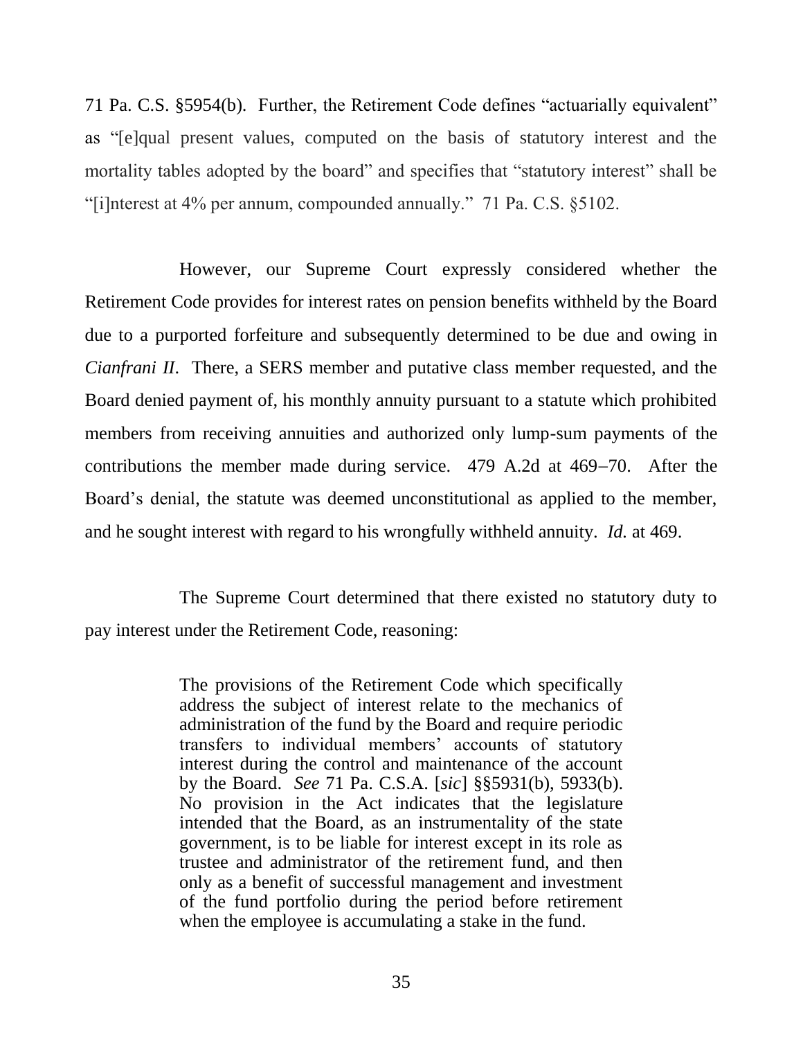71 Pa. C.S. §5954(b). Further, the Retirement Code defines "actuarially equivalent" as "[e]qual present values, computed on the basis of statutory interest and the mortality tables adopted by the board" and specifies that "statutory interest" shall be "[i]nterest at 4% per annum, compounded annually." 71 Pa. C.S. §5102.

However, our Supreme Court expressly considered whether the Retirement Code provides for interest rates on pension benefits withheld by the Board due to a purported forfeiture and subsequently determined to be due and owing in *Cianfrani II*. There, a SERS member and putative class member requested, and the Board denied payment of, his monthly annuity pursuant to a statute which prohibited members from receiving annuities and authorized only lump-sum payments of the contributions the member made during service. 479 A.2d at 469−70. After the Board's denial, the statute was deemed unconstitutional as applied to the member, and he sought interest with regard to his wrongfully withheld annuity. *Id.* at 469.

The Supreme Court determined that there existed no statutory duty to pay interest under the Retirement Code, reasoning:

> The provisions of the Retirement Code which specifically address the subject of interest relate to the mechanics of administration of the fund by the Board and require periodic transfers to individual members' accounts of statutory interest during the control and maintenance of the account by the Board. *See* 71 Pa. C.S.A. [*sic*] §§5931(b), 5933(b). No provision in the Act indicates that the legislature intended that the Board, as an instrumentality of the state government, is to be liable for interest except in its role as trustee and administrator of the retirement fund, and then only as a benefit of successful management and investment of the fund portfolio during the period before retirement when the employee is accumulating a stake in the fund.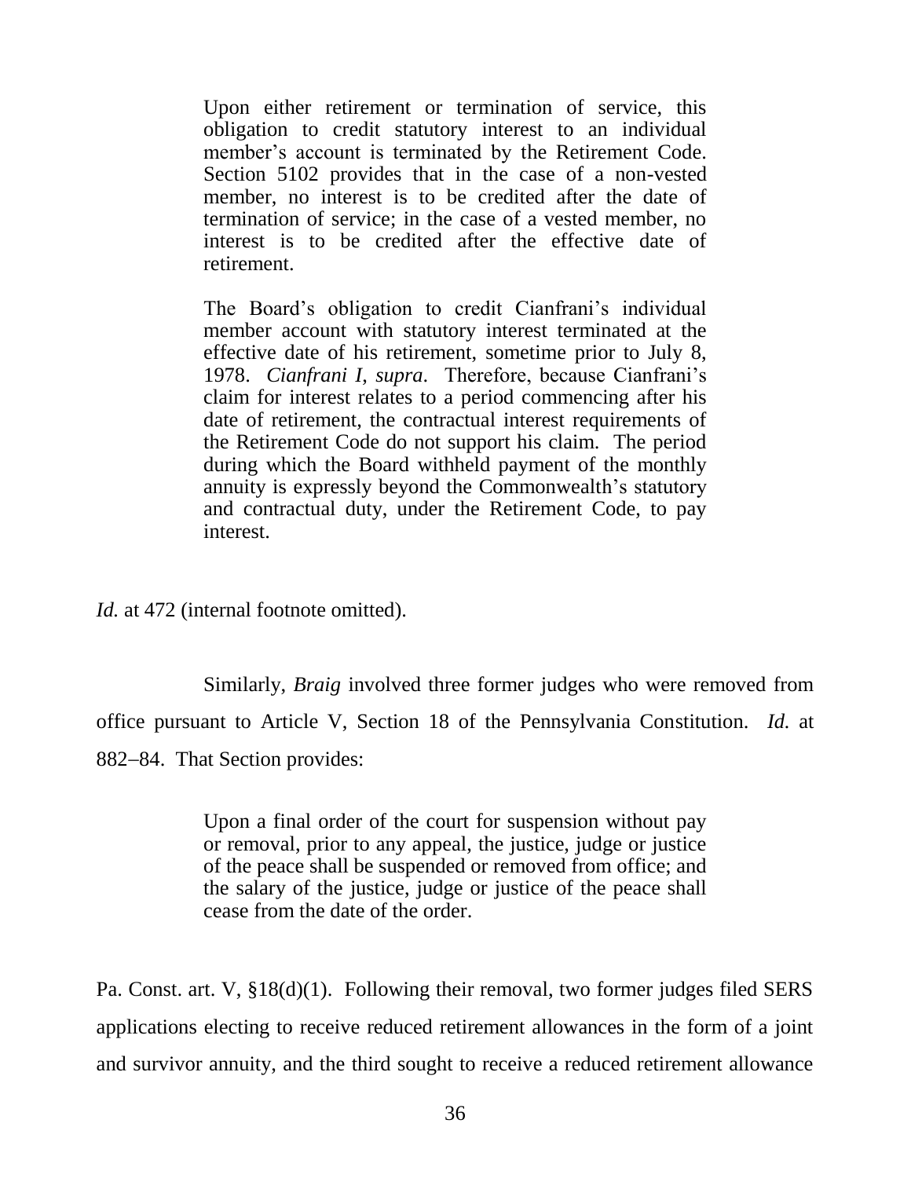> Upon either retirement or termination of service, this obligation to credit statutory interest to an individual member's account is terminated by the Retirement Code. Section 5102 provides that in the case of a non-vested member, no interest is to be credited after the date of termination of service; in the case of a vested member, no interest is to be credited after the effective date of retirement.
>
> The Board's obligation to credit Cianfrani's individual member account with statutory interest terminated at the effective date of his retirement, sometime prior to July 8, 1978. *Cianfrani I*, *supra*. Therefore, because Cianfrani's claim for interest relates to a period commencing after his date of retirement, the contractual interest requirements of the Retirement Code do not support his claim. The period during which the Board withheld payment of the monthly annuity is expressly beyond the Commonwealth's statutory and contractual duty, under the Retirement Code, to pay interest.

*Id.* at 472 (internal footnote omitted).

Similarly, *Braig* involved three former judges who were removed from office pursuant to Article V, Section 18 of the Pennsylvania Constitution. *Id.* at 882–84. That Section provides:

> Upon a final order of the court for suspension without pay or removal, prior to any appeal, the justice, judge or justice of the peace shall be suspended or removed from office; and the salary of the justice, judge or justice of the peace shall cease from the date of the order.

Pa. Const. art. V, §18(d)(1). Following their removal, two former judges filed SERS applications electing to receive reduced retirement allowances in the form of a joint and survivor annuity, and the third sought to receive a reduced retirement allowance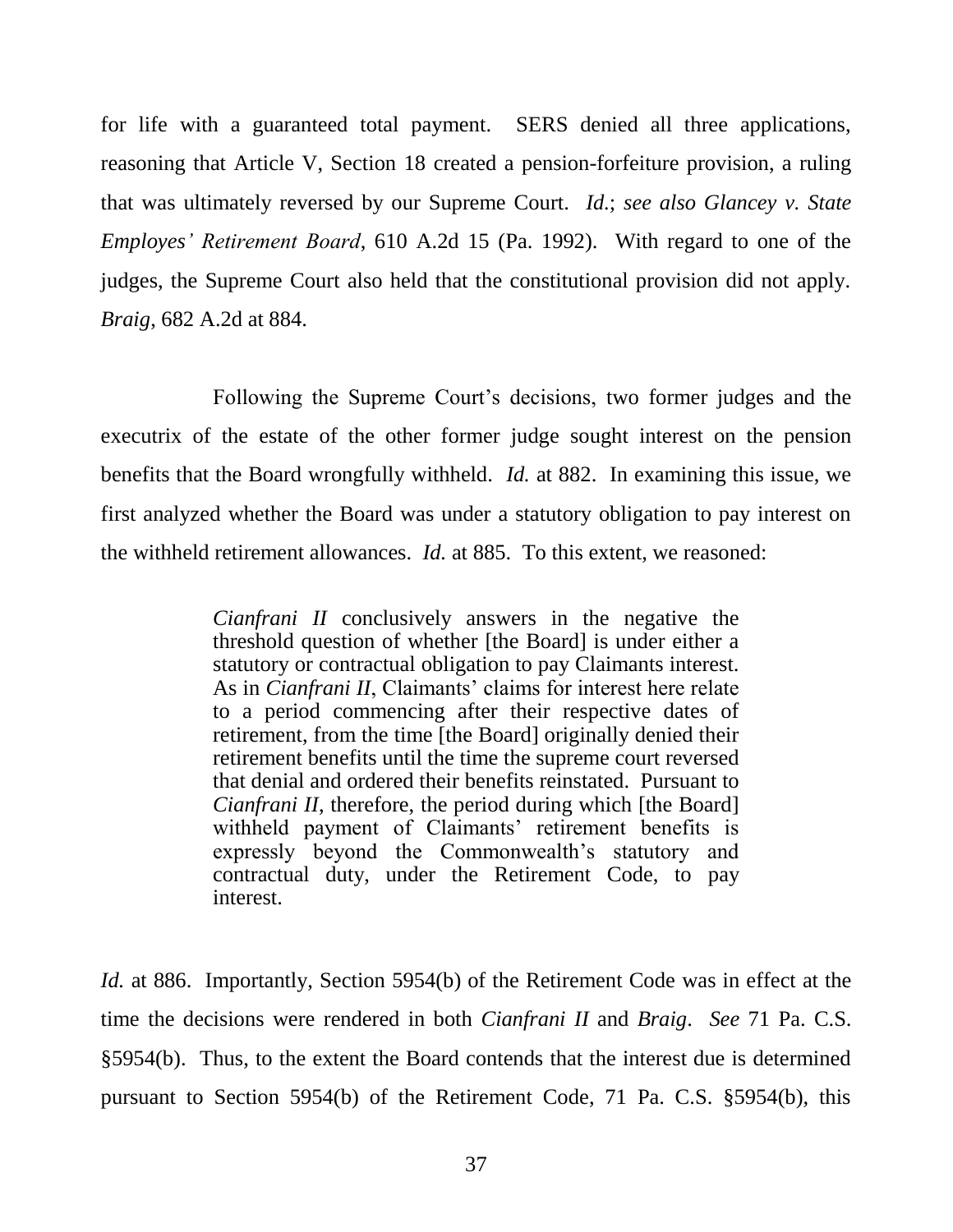for life with a guaranteed total payment. SERS denied all three applications, reasoning that Article V, Section 18 created a pension-forfeiture provision, a ruling that was ultimately reversed by our Supreme Court. *Id.*; *see also Glancey v. State Employes' Retirement Board*, 610 A.2d 15 (Pa. 1992). With regard to one of the judges, the Supreme Court also held that the constitutional provision did not apply. *Braig*, 682 A.2d at 884.

Following the Supreme Court's decisions, two former judges and the executrix of the estate of the other former judge sought interest on the pension benefits that the Board wrongfully withheld. *Id.* at 882. In examining this issue, we first analyzed whether the Board was under a statutory obligation to pay interest on the withheld retirement allowances. *Id.* at 885. To this extent, we reasoned:

> *Cianfrani II* conclusively answers in the negative the threshold question of whether [the Board] is under either a statutory or contractual obligation to pay Claimants interest. As in *Cianfrani II*, Claimants' claims for interest here relate to a period commencing after their respective dates of retirement, from the time [the Board] originally denied their retirement benefits until the time the supreme court reversed that denial and ordered their benefits reinstated. Pursuant to *Cianfrani II*, therefore, the period during which [the Board] withheld payment of Claimants' retirement benefits is expressly beyond the Commonwealth's statutory and contractual duty, under the Retirement Code, to pay interest.

*Id.* at 886. Importantly, Section 5954(b) of the Retirement Code was in effect at the time the decisions were rendered in both *Cianfrani II* and *Braig*. *See* 71 Pa. C.S. §5954(b). Thus, to the extent the Board contends that the interest due is determined pursuant to Section 5954(b) of the Retirement Code, 71 Pa. C.S. §5954(b), this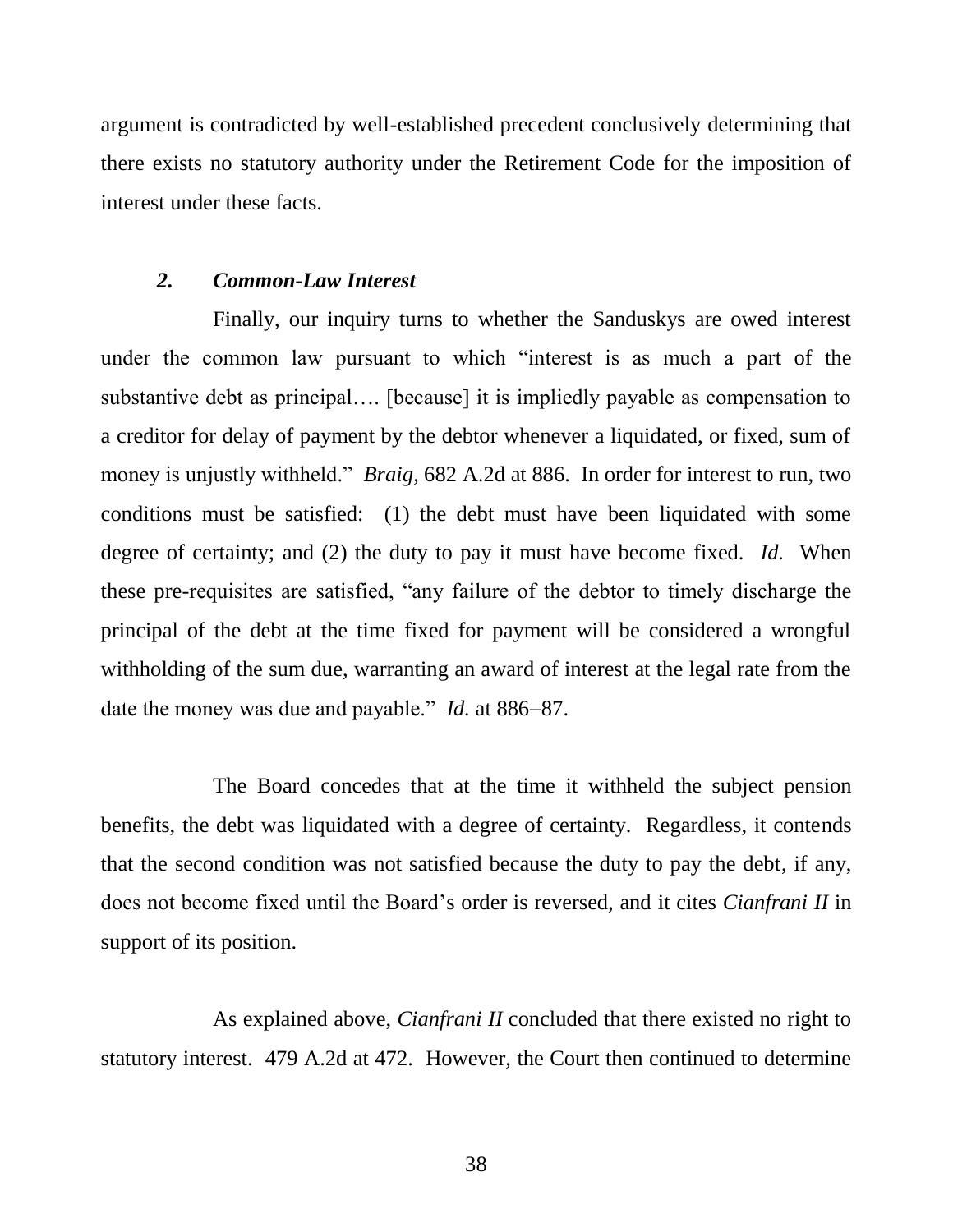argument is contradicted by well-established precedent conclusively determining that there exists no statutory authority under the Retirement Code for the imposition of interest under these facts.

### *2. Common-Law Interest*

Finally, our inquiry turns to whether the Sanduskys are owed interest under the common law pursuant to which "interest is as much a part of the substantive debt as principal…. [because] it is impliedly payable as compensation to a creditor for delay of payment by the debtor whenever a liquidated, or fixed, sum of money is unjustly withheld." *Braig*, 682 A.2d at 886. In order for interest to run, two conditions must be satisfied: (1) the debt must have been liquidated with some degree of certainty; and (2) the duty to pay it must have become fixed. *Id.* When these pre-requisites are satisfied, "any failure of the debtor to timely discharge the principal of the debt at the time fixed for payment will be considered a wrongful withholding of the sum due, warranting an award of interest at the legal rate from the date the money was due and payable." *Id.* at 886–87.

The Board concedes that at the time it withheld the subject pension benefits, the debt was liquidated with a degree of certainty. Regardless, it contends that the second condition was not satisfied because the duty to pay the debt, if any, does not become fixed until the Board's order is reversed, and it cites *Cianfrani II* in support of its position.

As explained above, *Cianfrani II* concluded that there existed no right to statutory interest. 479 A.2d at 472. However, the Court then continued to determine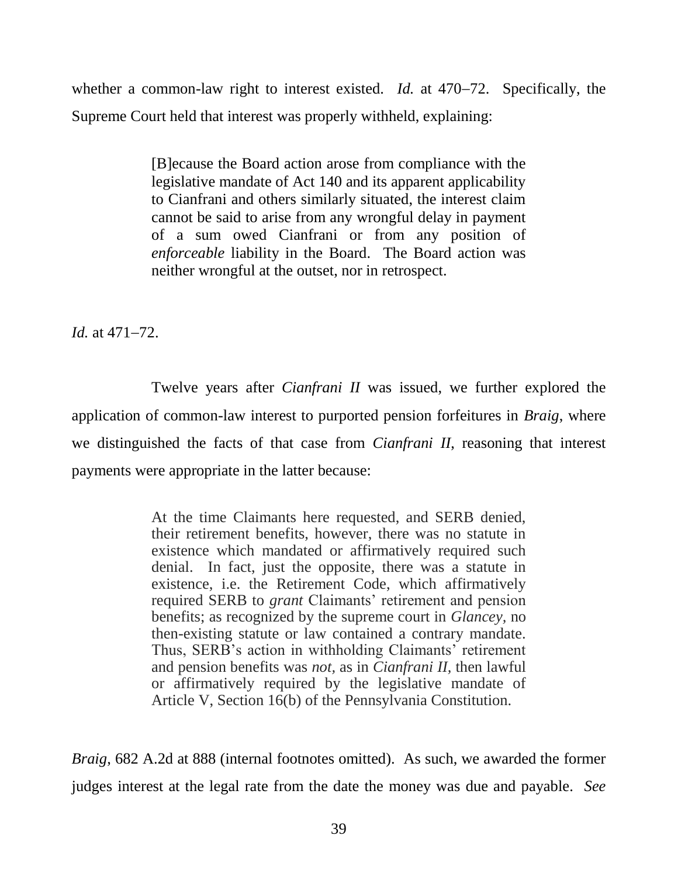whether a common-law right to interest existed. *Id.* at 470−72. Specifically, the Supreme Court held that interest was properly withheld, explaining:

> [B]ecause the Board action arose from compliance with the legislative mandate of Act 140 and its apparent applicability to Cianfrani and others similarly situated, the interest claim cannot be said to arise from any wrongful delay in payment of a sum owed Cianfrani or from any position of *enforceable* liability in the Board. The Board action was neither wrongful at the outset, nor in retrospect.

*Id.* at 471−72.

Twelve years after *Cianfrani II* was issued, we further explored the application of common-law interest to purported pension forfeitures in *Braig*, where we distinguished the facts of that case from *Cianfrani II*, reasoning that interest payments were appropriate in the latter because:

> At the time Claimants here requested, and SERB denied, their retirement benefits, however, there was no statute in existence which mandated or affirmatively required such denial. In fact, just the opposite, there was a statute in existence, i.e. the Retirement Code, which affirmatively required SERB to *grant* Claimants' retirement and pension benefits; as recognized by the supreme court in *Glancey*, no then-existing statute or law contained a contrary mandate. Thus, SERB's action in withholding Claimants' retirement and pension benefits was *not*, as in *Cianfrani II*, then lawful or affirmatively required by the legislative mandate of Article V, Section 16(b) of the Pennsylvania Constitution.

*Braig*, 682 A.2d at 888 (internal footnotes omitted). As such, we awarded the former judges interest at the legal rate from the date the money was due and payable. *See*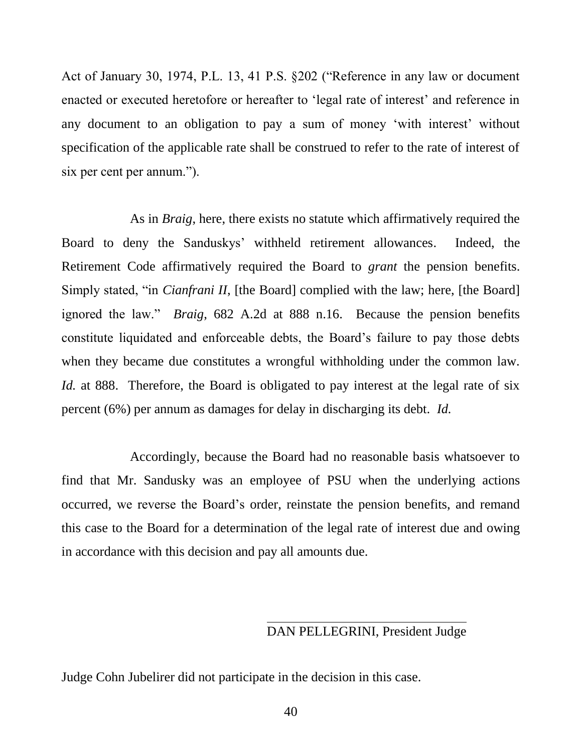Act of January 30, 1974, P.L. 13, 41 P.S. §202 ("Reference in any law or document enacted or executed heretofore or hereafter to 'legal rate of interest' and reference in any document to an obligation to pay a sum of money 'with interest' without specification of the applicable rate shall be construed to refer to the rate of interest of six per cent per annum.").

As in *Braig*, here, there exists no statute which affirmatively required the Board to deny the Sanduskys' withheld retirement allowances. Indeed, the Retirement Code affirmatively required the Board to *grant* the pension benefits. Simply stated, "in *Cianfrani II*, [the Board] complied with the law; here, [the Board] ignored the law." *Braig*, 682 A.2d at 888 n.16. Because the pension benefits constitute liquidated and enforceable debts, the Board's failure to pay those debts when they became due constitutes a wrongful withholding under the common law. *Id.* at 888. Therefore, the Board is obligated to pay interest at the legal rate of six percent (6%) per annum as damages for delay in discharging its debt. *Id.*

Accordingly, because the Board had no reasonable basis whatsoever to find that Mr. Sandusky was an employee of PSU when the underlying actions occurred, we reverse the Board's order, reinstate the pension benefits, and remand this case to the Board for a determination of the legal rate of interest due and owing in accordance with this decision and pay all amounts due.

DAN PELLEGRINI, President Judge

Judge Cohn Jubelirer did not participate in the decision in this case.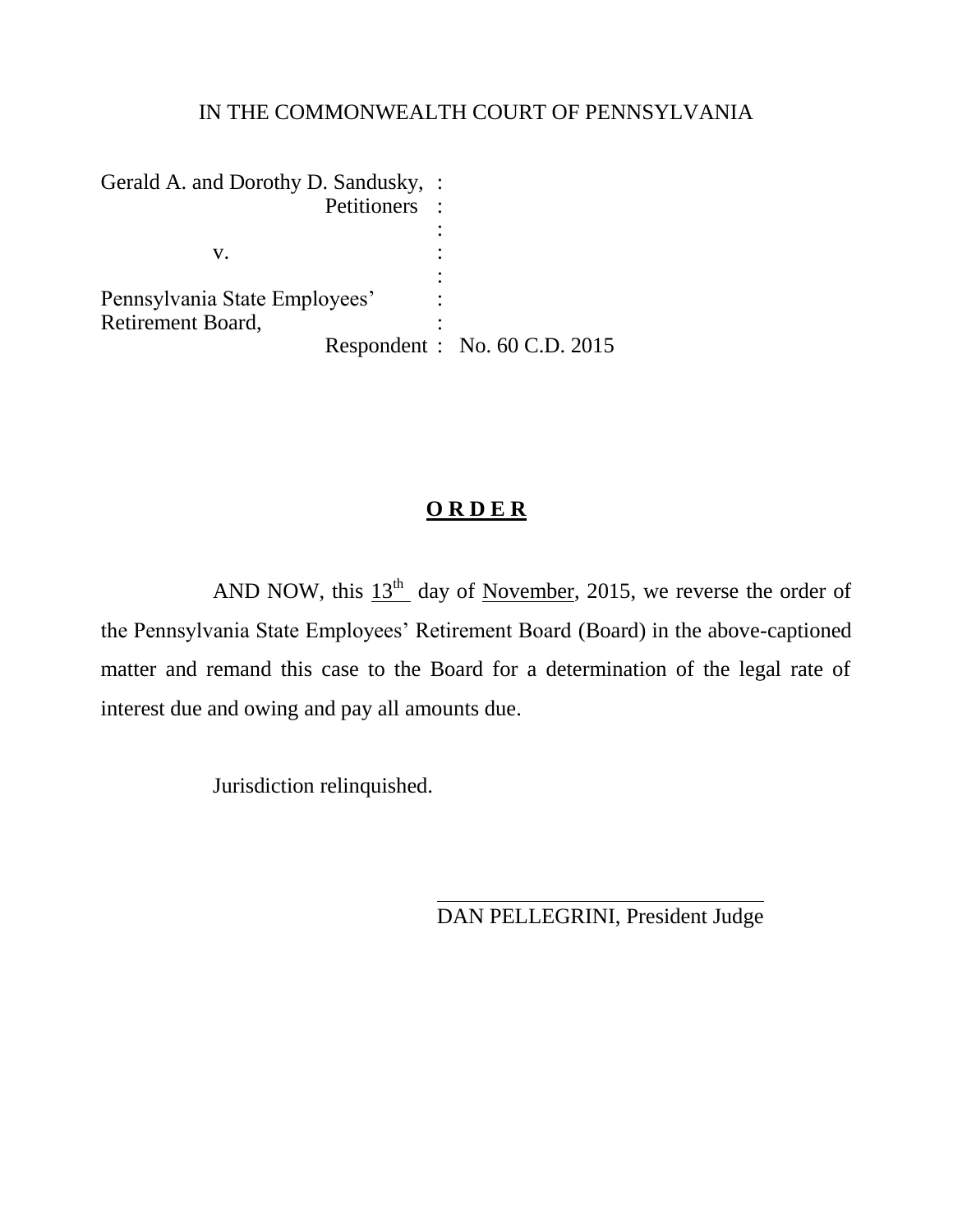IN THE COMMONWEALTH COURT OF PENNSYLVANIA

Gerald A. and Dorothy D. Sandusky, :
Petitioners :
:
v. :
:
Pennsylvania State Employees' :
Retirement Board, :
Respondent : No. 60 C.D. 2015

**O R D E R**

AND NOW, this 13th day of November, 2015, we reverse the order of the Pennsylvania State Employees' Retirement Board (Board) in the above-captioned matter and remand this case to the Board for a determination of the legal rate of interest due and owing and pay all amounts due.

Jurisdiction relinquished.

DAN PELLEGRINI, President Judge